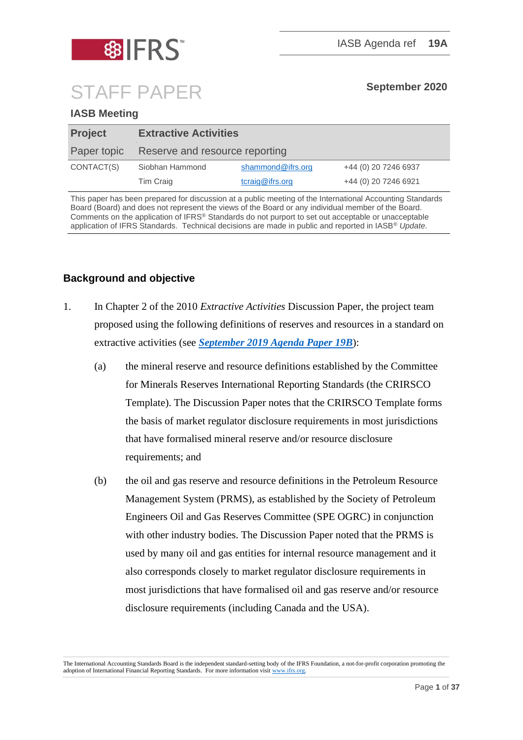IFRS™

IASB Agenda ref **19A**

# STAFF PAPER

**September 2020**

**IASB Meeting**

| **Project** | **Extractive Activities** | | |
|---|---|---|---|
| Paper topic | Reserve and resource reporting | | |
| CONTACT(S) | Siobhan Hammond | shammond@ifrs.org | +44 (0) 20 7246 6937 |
| | Tim Craig | tcraig@ifrs.org | +44 (0) 20 7246 6921 |

This paper has been prepared for discussion at a public meeting of the International Accounting Standards Board (Board) and does not represent the views of the Board or any individual member of the Board. Comments on the application of IFRS® Standards do not purport to set out acceptable or unacceptable application of IFRS Standards. Technical decisions are made in public and reported in IASB® *Update*.

## Background and objective

1. In Chapter 2 of the 2010 *Extractive Activities* Discussion Paper, the project team proposed using the following definitions of reserves and resources in a standard on extractive activities (see ***September 2019 Agenda Paper 19B***):

   (a) the mineral reserve and resource definitions established by the Committee for Minerals Reserves International Reporting Standards (the CRIRSCO Template). The Discussion Paper notes that the CRIRSCO Template forms the basis of market regulator disclosure requirements in most jurisdictions that have formalised mineral reserve and/or resource disclosure requirements; and

   (b) the oil and gas reserve and resource definitions in the Petroleum Resource Management System (PRMS), as established by the Society of Petroleum Engineers Oil and Gas Reserves Committee (SPE OGRC) in conjunction with other industry bodies. The Discussion Paper noted that the PRMS is used by many oil and gas entities for internal resource management and it also corresponds closely to market regulator disclosure requirements in most jurisdictions that have formalised oil and gas reserve and/or resource disclosure requirements (including Canada and the USA).

The International Accounting Standards Board is the independent standard-setting body of the IFRS Foundation, a not-for-profit corporation promoting the adoption of International Financial Reporting Standards. For more information visit www.ifrs.org.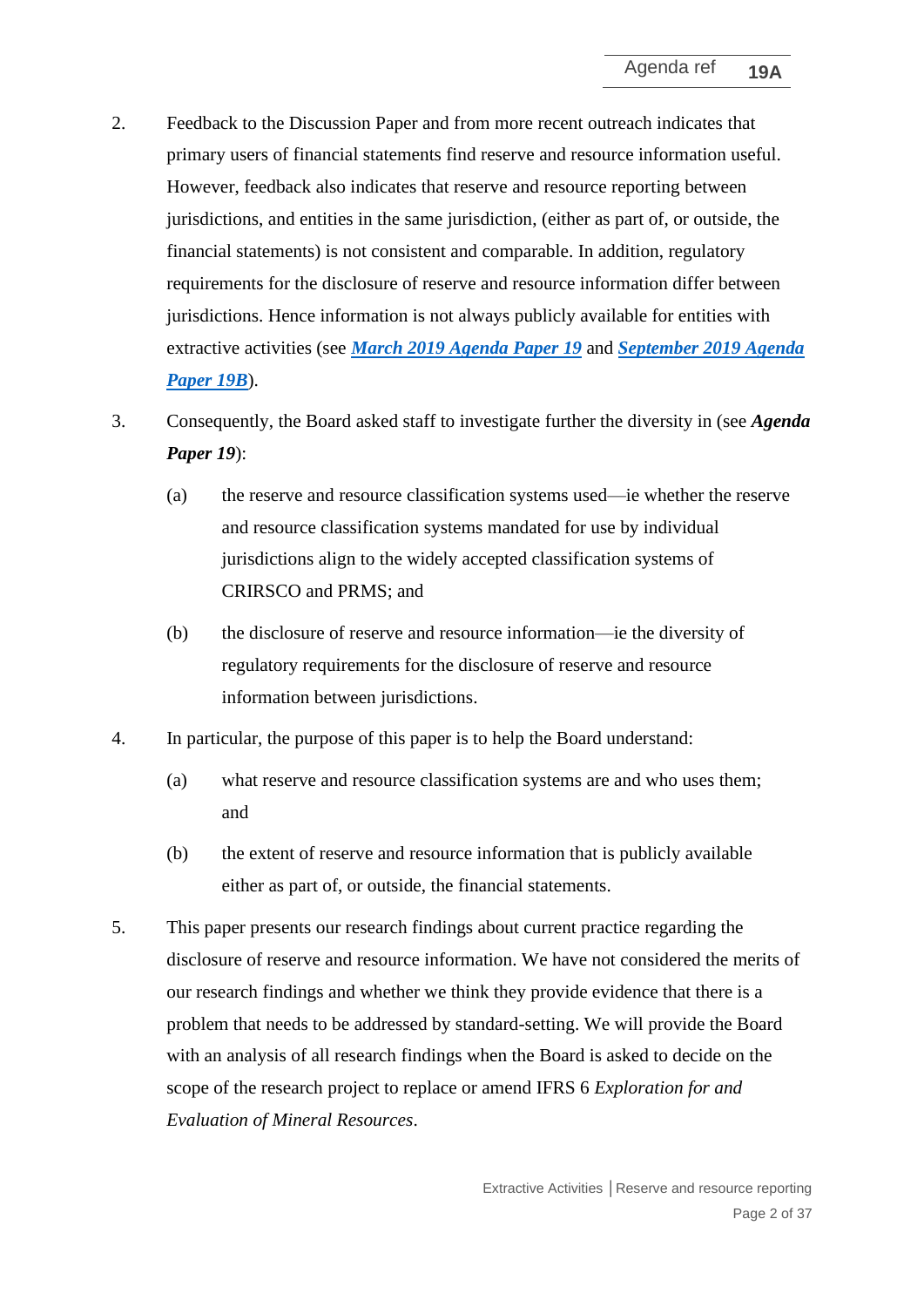2. Feedback to the Discussion Paper and from more recent outreach indicates that primary users of financial statements find reserve and resource information useful. However, feedback also indicates that reserve and resource reporting between jurisdictions, and entities in the same jurisdiction, (either as part of, or outside, the financial statements) is not consistent and comparable. In addition, regulatory requirements for the disclosure of reserve and resource information differ between jurisdictions. Hence information is not always publicly available for entities with extractive activities (see ***March 2019 Agenda Paper 19*** and ***September 2019 Agenda Paper 19B***).

3. Consequently, the Board asked staff to investigate further the diversity in (see ***Agenda Paper 19***):

   (a) the reserve and resource classification systems used—ie whether the reserve and resource classification systems mandated for use by individual jurisdictions align to the widely accepted classification systems of CRIRSCO and PRMS; and

   (b) the disclosure of reserve and resource information—ie the diversity of regulatory requirements for the disclosure of reserve and resource information between jurisdictions.

4. In particular, the purpose of this paper is to help the Board understand:

   (a) what reserve and resource classification systems are and who uses them; and

   (b) the extent of reserve and resource information that is publicly available either as part of, or outside, the financial statements.

5. This paper presents our research findings about current practice regarding the disclosure of reserve and resource information. We have not considered the merits of our research findings and whether we think they provide evidence that there is a problem that needs to be addressed by standard-setting. We will provide the Board with an analysis of all research findings when the Board is asked to decide on the scope of the research project to replace or amend IFRS 6 *Exploration for and Evaluation of Mineral Resources*.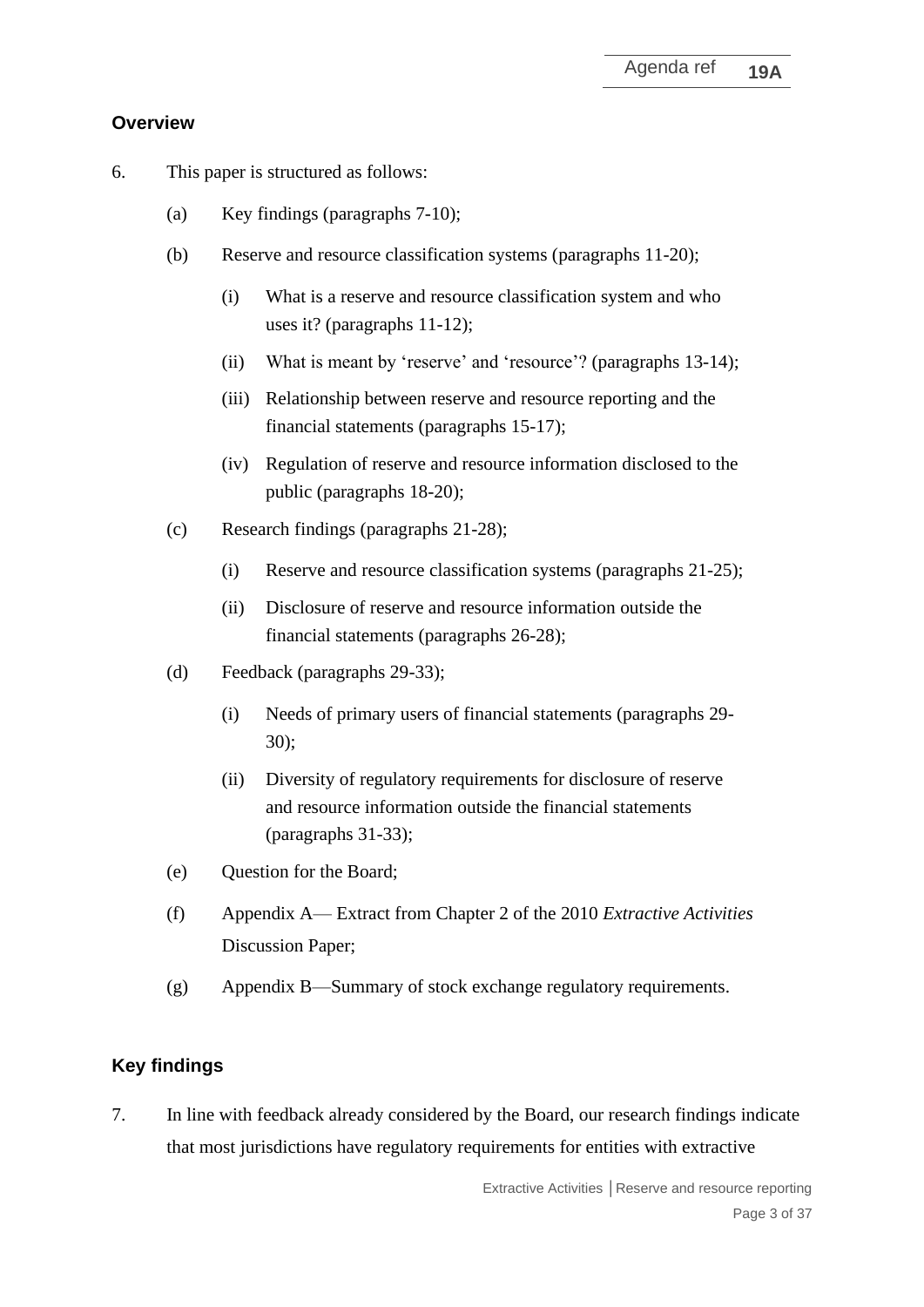## Overview

6. This paper is structured as follows:

   (a) Key findings (paragraphs 7-10);

   (b) Reserve and resource classification systems (paragraphs 11-20);

      (i) What is a reserve and resource classification system and who uses it? (paragraphs 11-12);

      (ii) What is meant by 'reserve' and 'resource'? (paragraphs 13-14);

      (iii) Relationship between reserve and resource reporting and the financial statements (paragraphs 15-17);

      (iv) Regulation of reserve and resource information disclosed to the public (paragraphs 18-20);

   (c) Research findings (paragraphs 21-28);

      (i) Reserve and resource classification systems (paragraphs 21-25);

      (ii) Disclosure of reserve and resource information outside the financial statements (paragraphs 26-28);

   (d) Feedback (paragraphs 29-33);

      (i) Needs of primary users of financial statements (paragraphs 29-30);

      (ii) Diversity of regulatory requirements for disclosure of reserve and resource information outside the financial statements (paragraphs 31-33);

   (e) Question for the Board;

   (f) Appendix A— Extract from Chapter 2 of the 2010 *Extractive Activities* Discussion Paper;

   (g) Appendix B—Summary of stock exchange regulatory requirements.

## Key findings

7. In line with feedback already considered by the Board, our research findings indicate that most jurisdictions have regulatory requirements for entities with extractive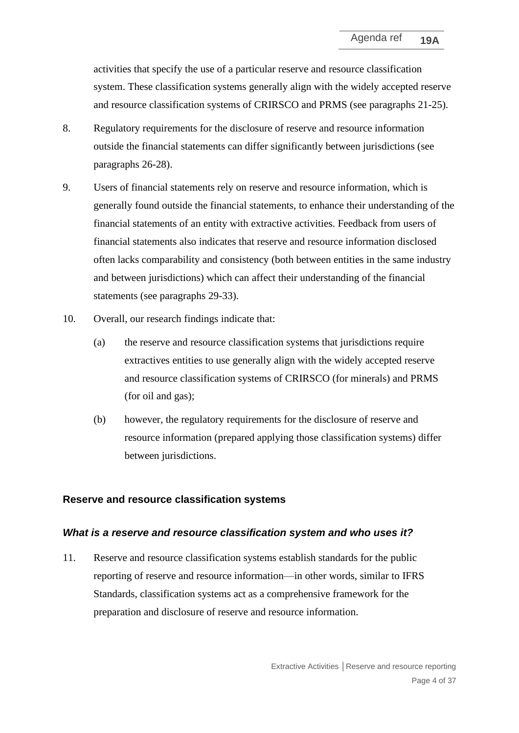activities that specify the use of a particular reserve and resource classification system. These classification systems generally align with the widely accepted reserve and resource classification systems of CRIRSCO and PRMS (see paragraphs 21-25).

8. Regulatory requirements for the disclosure of reserve and resource information outside the financial statements can differ significantly between jurisdictions (see paragraphs 26-28).

9. Users of financial statements rely on reserve and resource information, which is generally found outside the financial statements, to enhance their understanding of the financial statements of an entity with extractive activities. Feedback from users of financial statements also indicates that reserve and resource information disclosed often lacks comparability and consistency (both between entities in the same industry and between jurisdictions) which can affect their understanding of the financial statements (see paragraphs 29-33).

10. Overall, our research findings indicate that:

    (a) the reserve and resource classification systems that jurisdictions require extractives entities to use generally align with the widely accepted reserve and resource classification systems of CRIRSCO (for minerals) and PRMS (for oil and gas);

    (b) however, the regulatory requirements for the disclosure of reserve and resource information (prepared applying those classification systems) differ between jurisdictions.

## Reserve and resource classification systems

### *What is a reserve and resource classification system and who uses it?*

11. Reserve and resource classification systems establish standards for the public reporting of reserve and resource information—in other words, similar to IFRS Standards, classification systems act as a comprehensive framework for the preparation and disclosure of reserve and resource information.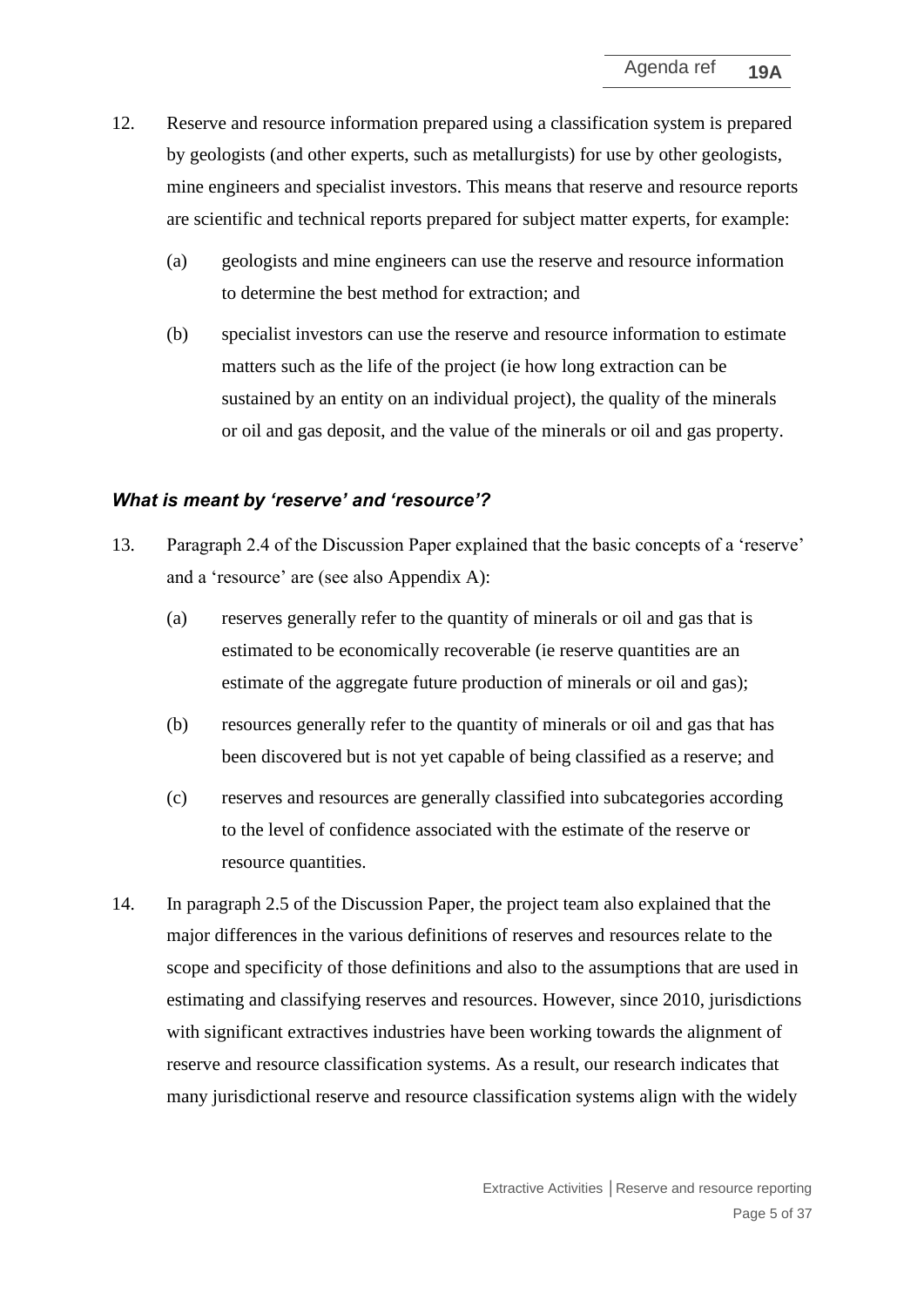12. Reserve and resource information prepared using a classification system is prepared by geologists (and other experts, such as metallurgists) for use by other geologists, mine engineers and specialist investors. This means that reserve and resource reports are scientific and technical reports prepared for subject matter experts, for example:

    (a) geologists and mine engineers can use the reserve and resource information to determine the best method for extraction; and

    (b) specialist investors can use the reserve and resource information to estimate matters such as the life of the project (ie how long extraction can be sustained by an entity on an individual project), the quality of the minerals or oil and gas deposit, and the value of the minerals or oil and gas property.

### *What is meant by 'reserve' and 'resource'?*

13. Paragraph 2.4 of the Discussion Paper explained that the basic concepts of a 'reserve' and a 'resource' are (see also Appendix A):

    (a) reserves generally refer to the quantity of minerals or oil and gas that is estimated to be economically recoverable (ie reserve quantities are an estimate of the aggregate future production of minerals or oil and gas);

    (b) resources generally refer to the quantity of minerals or oil and gas that has been discovered but is not yet capable of being classified as a reserve; and

    (c) reserves and resources are generally classified into subcategories according to the level of confidence associated with the estimate of the reserve or resource quantities.

14. In paragraph 2.5 of the Discussion Paper, the project team also explained that the major differences in the various definitions of reserves and resources relate to the scope and specificity of those definitions and also to the assumptions that are used in estimating and classifying reserves and resources. However, since 2010, jurisdictions with significant extractives industries have been working towards the alignment of reserve and resource classification systems. As a result, our research indicates that many jurisdictional reserve and resource classification systems align with the widely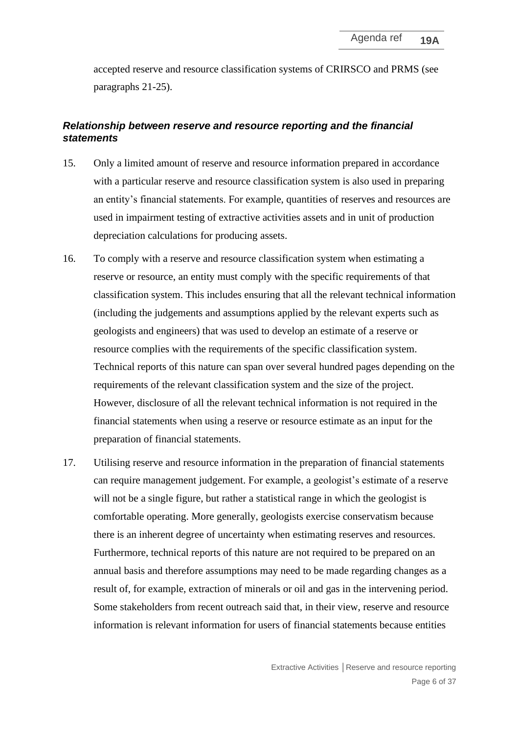accepted reserve and resource classification systems of CRIRSCO and PRMS (see paragraphs 21-25).

### *Relationship between reserve and resource reporting and the financial statements*

15. Only a limited amount of reserve and resource information prepared in accordance with a particular reserve and resource classification system is also used in preparing an entity's financial statements. For example, quantities of reserves and resources are used in impairment testing of extractive activities assets and in unit of production depreciation calculations for producing assets.

16. To comply with a reserve and resource classification system when estimating a reserve or resource, an entity must comply with the specific requirements of that classification system. This includes ensuring that all the relevant technical information (including the judgements and assumptions applied by the relevant experts such as geologists and engineers) that was used to develop an estimate of a reserve or resource complies with the requirements of the specific classification system. Technical reports of this nature can span over several hundred pages depending on the requirements of the relevant classification system and the size of the project. However, disclosure of all the relevant technical information is not required in the financial statements when using a reserve or resource estimate as an input for the preparation of financial statements.

17. Utilising reserve and resource information in the preparation of financial statements can require management judgement. For example, a geologist's estimate of a reserve will not be a single figure, but rather a statistical range in which the geologist is comfortable operating. More generally, geologists exercise conservatism because there is an inherent degree of uncertainty when estimating reserves and resources. Furthermore, technical reports of this nature are not required to be prepared on an annual basis and therefore assumptions may need to be made regarding changes as a result of, for example, extraction of minerals or oil and gas in the intervening period. Some stakeholders from recent outreach said that, in their view, reserve and resource information is relevant information for users of financial statements because entities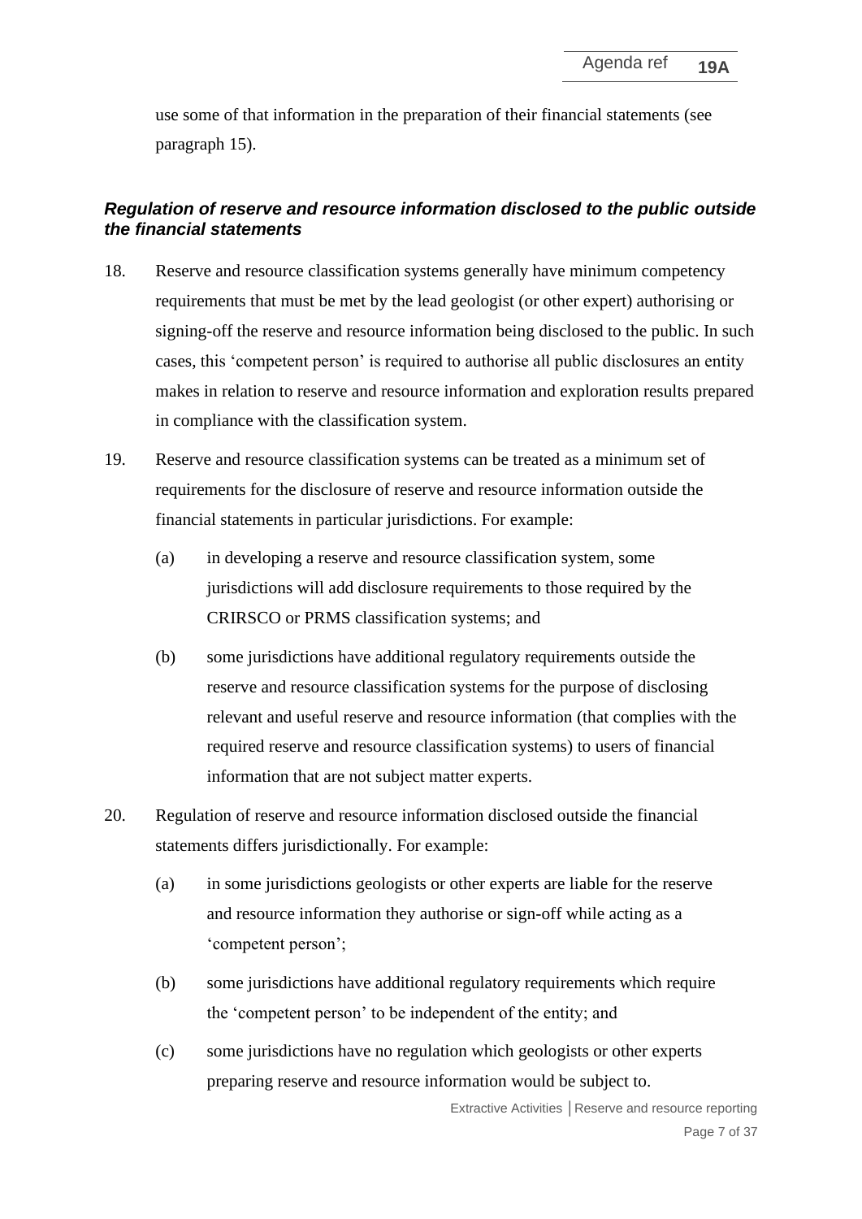use some of that information in the preparation of their financial statements (see paragraph 15).

### *Regulation of reserve and resource information disclosed to the public outside the financial statements*

18. Reserve and resource classification systems generally have minimum competency requirements that must be met by the lead geologist (or other expert) authorising or signing-off the reserve and resource information being disclosed to the public. In such cases, this 'competent person' is required to authorise all public disclosures an entity makes in relation to reserve and resource information and exploration results prepared in compliance with the classification system.

19. Reserve and resource classification systems can be treated as a minimum set of requirements for the disclosure of reserve and resource information outside the financial statements in particular jurisdictions. For example:

    (a) in developing a reserve and resource classification system, some jurisdictions will add disclosure requirements to those required by the CRIRSCO or PRMS classification systems; and

    (b) some jurisdictions have additional regulatory requirements outside the reserve and resource classification systems for the purpose of disclosing relevant and useful reserve and resource information (that complies with the required reserve and resource classification systems) to users of financial information that are not subject matter experts.

20. Regulation of reserve and resource information disclosed outside the financial statements differs jurisdictionally. For example:

    (a) in some jurisdictions geologists or other experts are liable for the reserve and resource information they authorise or sign-off while acting as a 'competent person';

    (b) some jurisdictions have additional regulatory requirements which require the 'competent person' to be independent of the entity; and

    (c) some jurisdictions have no regulation which geologists or other experts preparing reserve and resource information would be subject to.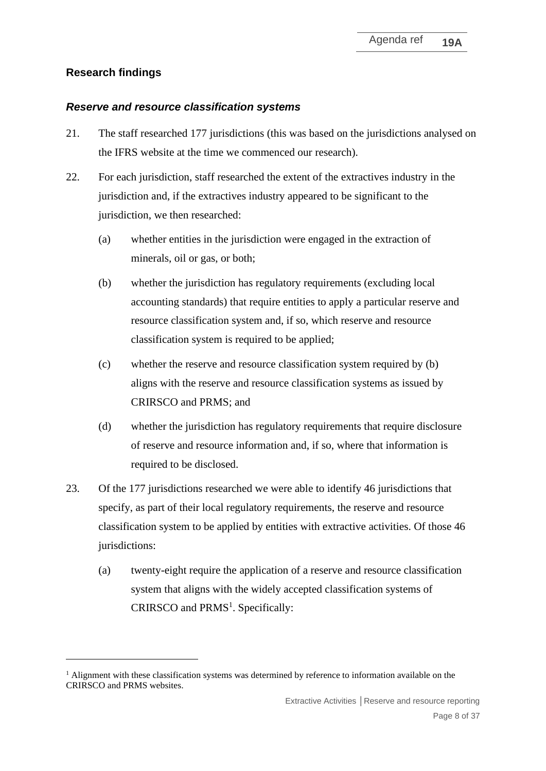## Research findings

### *Reserve and resource classification systems*

21. The staff researched 177 jurisdictions (this was based on the jurisdictions analysed on the IFRS website at the time we commenced our research).

22. For each jurisdiction, staff researched the extent of the extractives industry in the jurisdiction and, if the extractives industry appeared to be significant to the jurisdiction, we then researched:

    (a) whether entities in the jurisdiction were engaged in the extraction of minerals, oil or gas, or both;

    (b) whether the jurisdiction has regulatory requirements (excluding local accounting standards) that require entities to apply a particular reserve and resource classification system and, if so, which reserve and resource classification system is required to be applied;

    (c) whether the reserve and resource classification system required by (b) aligns with the reserve and resource classification systems as issued by CRIRSCO and PRMS; and

    (d) whether the jurisdiction has regulatory requirements that require disclosure of reserve and resource information and, if so, where that information is required to be disclosed.

23. Of the 177 jurisdictions researched we were able to identify 46 jurisdictions that specify, as part of their local regulatory requirements, the reserve and resource classification system to be applied by entities with extractive activities. Of those 46 jurisdictions:

    (a) twenty-eight require the application of a reserve and resource classification system that aligns with the widely accepted classification systems of CRIRSCO and PRMS[1]. Specifically:

---

[1] Alignment with these classification systems was determined by reference to information available on the CRIRSCO and PRMS websites.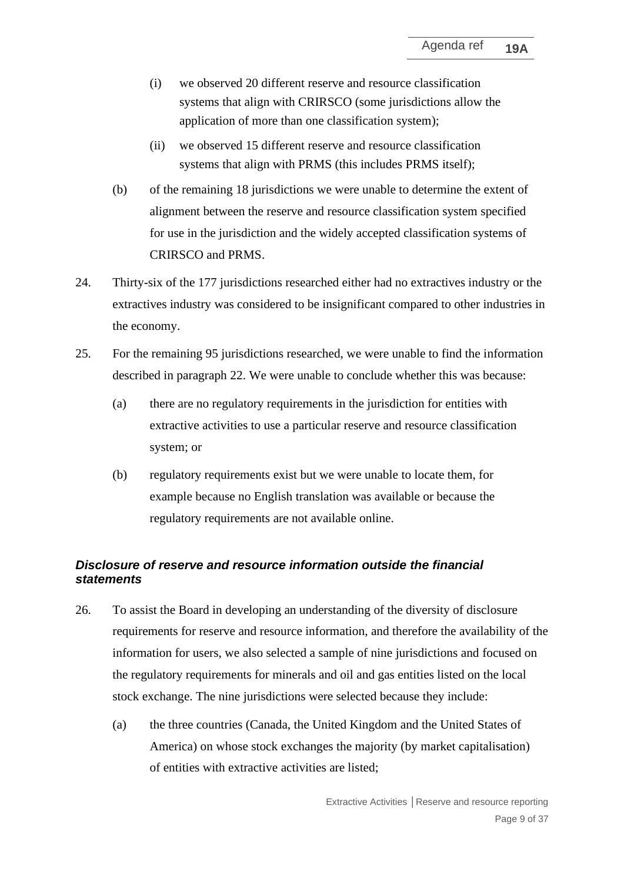- (i) we observed 20 different reserve and resource classification systems that align with CRIRSCO (some jurisdictions allow the application of more than one classification system);
- (ii) we observed 15 different reserve and resource classification systems that align with PRMS (this includes PRMS itself);

(b) of the remaining 18 jurisdictions we were unable to determine the extent of alignment between the reserve and resource classification system specified for use in the jurisdiction and the widely accepted classification systems of CRIRSCO and PRMS.

24. Thirty-six of the 177 jurisdictions researched either had no extractives industry or the extractives industry was considered to be insignificant compared to other industries in the economy.

25. For the remaining 95 jurisdictions researched, we were unable to find the information described in paragraph 22. We were unable to conclude whether this was because:

   (a) there are no regulatory requirements in the jurisdiction for entities with extractive activities to use a particular reserve and resource classification system; or

   (b) regulatory requirements exist but we were unable to locate them, for example because no English translation was available or because the regulatory requirements are not available online.

### *Disclosure of reserve and resource information outside the financial statements*

26. To assist the Board in developing an understanding of the diversity of disclosure requirements for reserve and resource information, and therefore the availability of the information for users, we also selected a sample of nine jurisdictions and focused on the regulatory requirements for minerals and oil and gas entities listed on the local stock exchange. The nine jurisdictions were selected because they include:

   (a) the three countries (Canada, the United Kingdom and the United States of America) on whose stock exchanges the majority (by market capitalisation) of entities with extractive activities are listed;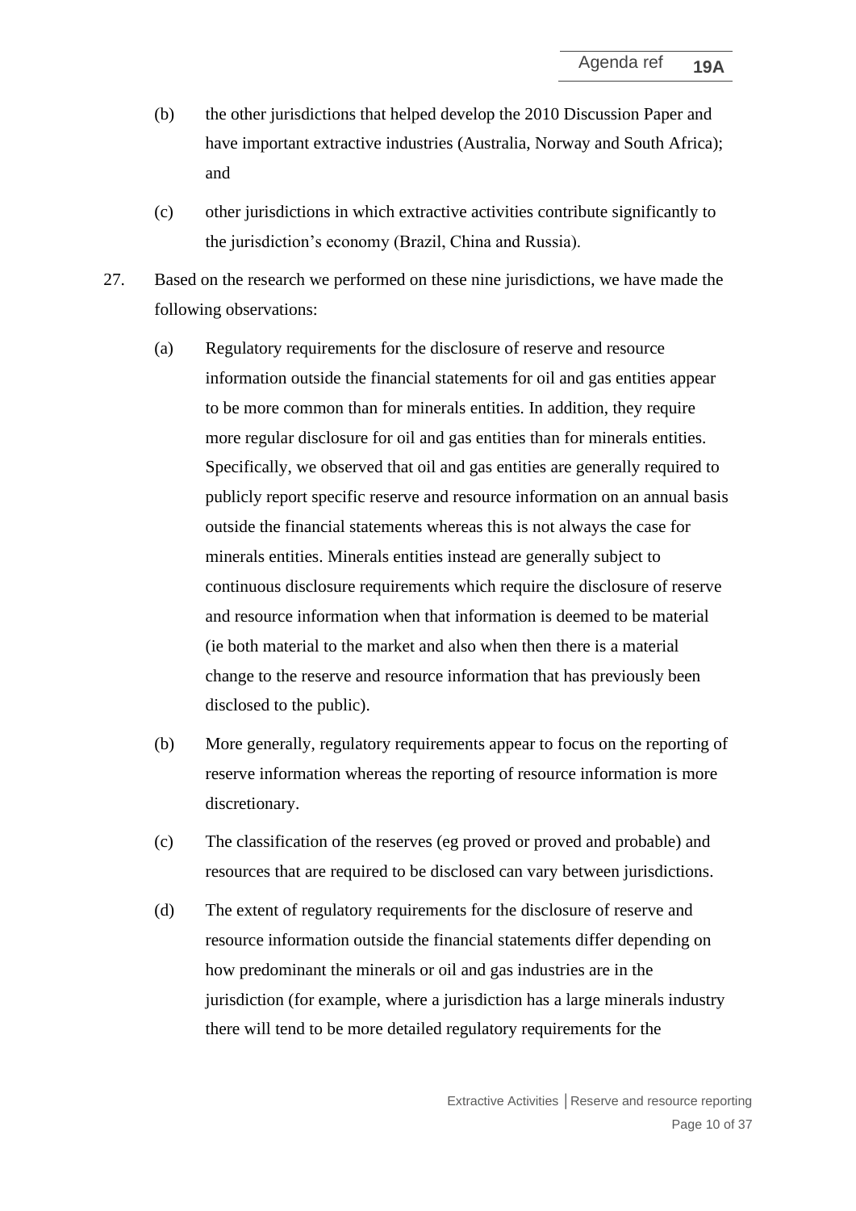(b) the other jurisdictions that helped develop the 2010 Discussion Paper and have important extractive industries (Australia, Norway and South Africa); and

(c) other jurisdictions in which extractive activities contribute significantly to the jurisdiction's economy (Brazil, China and Russia).

27. Based on the research we performed on these nine jurisdictions, we have made the following observations:

(a) Regulatory requirements for the disclosure of reserve and resource information outside the financial statements for oil and gas entities appear to be more common than for minerals entities. In addition, they require more regular disclosure for oil and gas entities than for minerals entities. Specifically, we observed that oil and gas entities are generally required to publicly report specific reserve and resource information on an annual basis outside the financial statements whereas this is not always the case for minerals entities. Minerals entities instead are generally subject to continuous disclosure requirements which require the disclosure of reserve and resource information when that information is deemed to be material (ie both material to the market and also when then there is a material change to the reserve and resource information that has previously been disclosed to the public).

(b) More generally, regulatory requirements appear to focus on the reporting of reserve information whereas the reporting of resource information is more discretionary.

(c) The classification of the reserves (eg proved or proved and probable) and resources that are required to be disclosed can vary between jurisdictions.

(d) The extent of regulatory requirements for the disclosure of reserve and resource information outside the financial statements differ depending on how predominant the minerals or oil and gas industries are in the jurisdiction (for example, where a jurisdiction has a large minerals industry there will tend to be more detailed regulatory requirements for the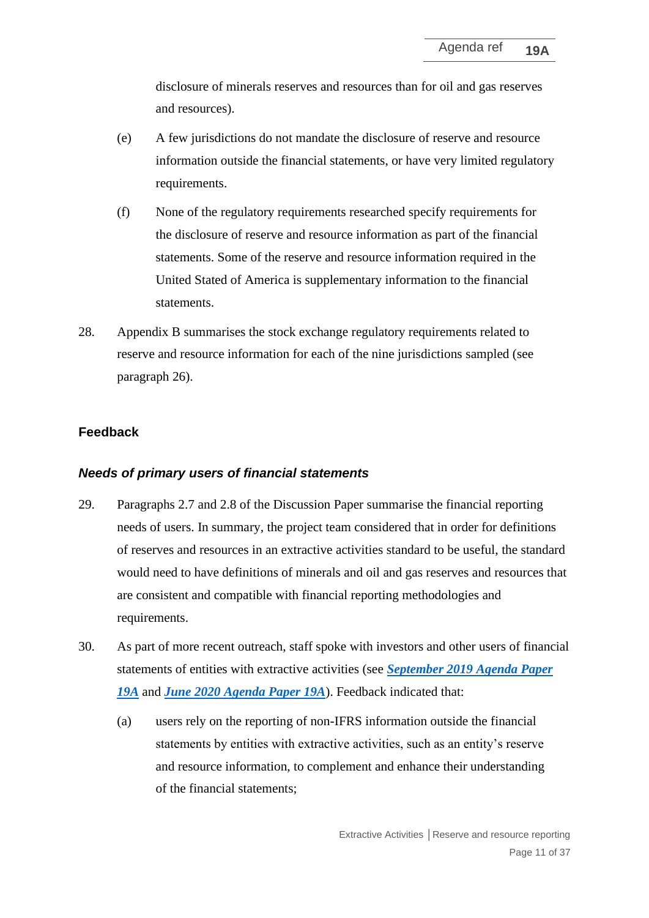disclosure of minerals reserves and resources than for oil and gas reserves and resources).

(e) A few jurisdictions do not mandate the disclosure of reserve and resource information outside the financial statements, or have very limited regulatory requirements.

(f) None of the regulatory requirements researched specify requirements for the disclosure of reserve and resource information as part of the financial statements. Some of the reserve and resource information required in the United Stated of America is supplementary information to the financial statements.

28. Appendix B summarises the stock exchange regulatory requirements related to reserve and resource information for each of the nine jurisdictions sampled (see paragraph 26).

## Feedback

### *Needs of primary users of financial statements*

29. Paragraphs 2.7 and 2.8 of the Discussion Paper summarise the financial reporting needs of users. In summary, the project team considered that in order for definitions of reserves and resources in an extractive activities standard to be useful, the standard would need to have definitions of minerals and oil and gas reserves and resources that are consistent and compatible with financial reporting methodologies and requirements.

30. As part of more recent outreach, staff spoke with investors and other users of financial statements of entities with extractive activities (see ***September 2019 Agenda Paper 19A*** and ***June 2020 Agenda Paper 19A***). Feedback indicated that:

(a) users rely on the reporting of non-IFRS information outside the financial statements by entities with extractive activities, such as an entity's reserve and resource information, to complement and enhance their understanding of the financial statements;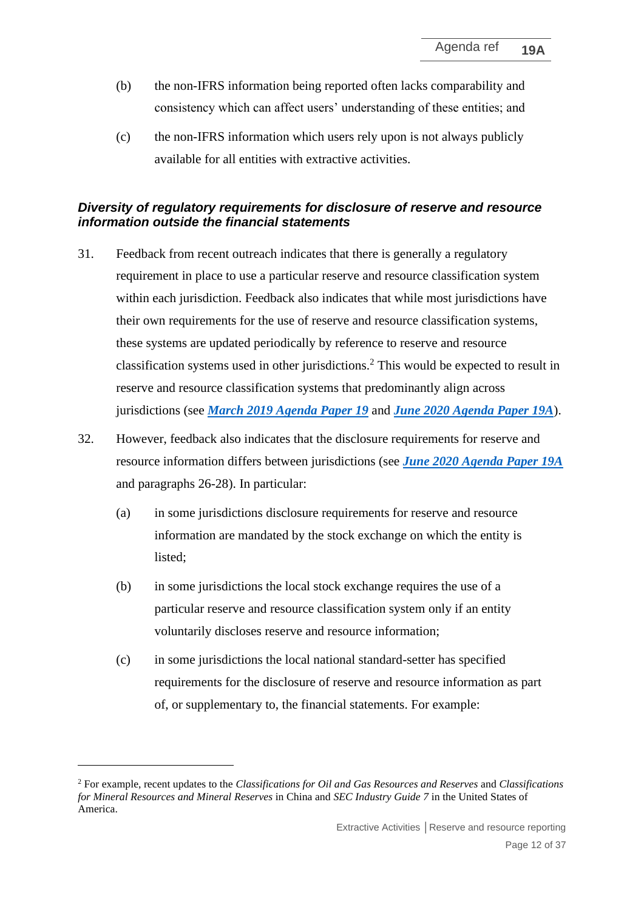(b) the non-IFRS information being reported often lacks comparability and consistency which can affect users' understanding of these entities; and

(c) the non-IFRS information which users rely upon is not always publicly available for all entities with extractive activities.

### *Diversity of regulatory requirements for disclosure of reserve and resource information outside the financial statements*

31. Feedback from recent outreach indicates that there is generally a regulatory requirement in place to use a particular reserve and resource classification system within each jurisdiction. Feedback also indicates that while most jurisdictions have their own requirements for the use of reserve and resource classification systems, these systems are updated periodically by reference to reserve and resource classification systems used in other jurisdictions.[2] This would be expected to result in reserve and resource classification systems that predominantly align across jurisdictions (see ***March 2019 Agenda Paper 19*** and ***June 2020 Agenda Paper 19A***).

32. However, feedback also indicates that the disclosure requirements for reserve and resource information differs between jurisdictions (see ***June 2020 Agenda Paper 19A*** and paragraphs 26-28). In particular:

    (a) in some jurisdictions disclosure requirements for reserve and resource information are mandated by the stock exchange on which the entity is listed;

    (b) in some jurisdictions the local stock exchange requires the use of a particular reserve and resource classification system only if an entity voluntarily discloses reserve and resource information;

    (c) in some jurisdictions the local national standard-setter has specified requirements for the disclosure of reserve and resource information as part of, or supplementary to, the financial statements. For example:

---

[2] For example, recent updates to the *Classifications for Oil and Gas Resources and Reserves* and *Classifications for Mineral Resources and Mineral Reserves* in China and *SEC Industry Guide 7* in the United States of America.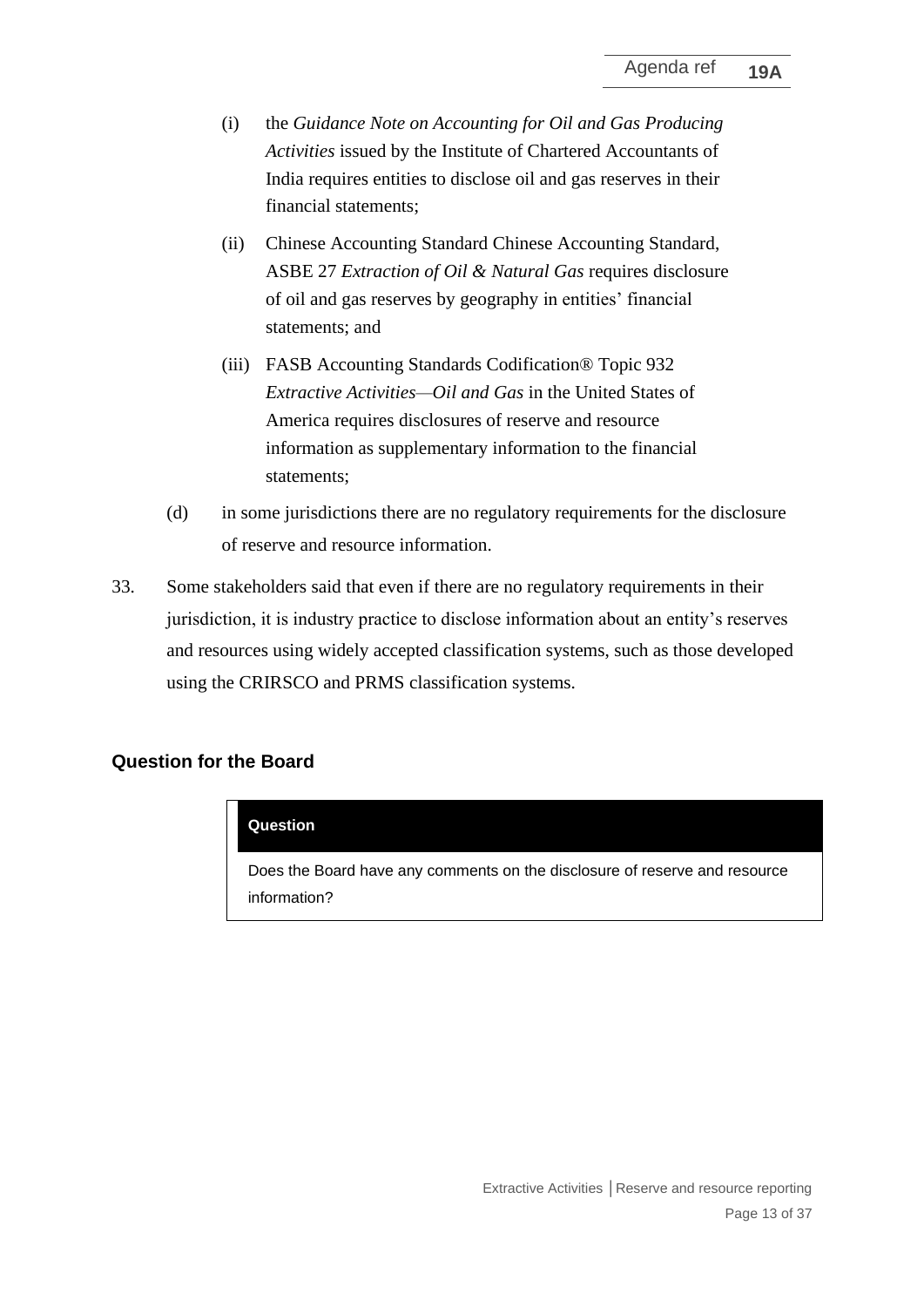(i) the *Guidance Note on Accounting for Oil and Gas Producing Activities* issued by the Institute of Chartered Accountants of India requires entities to disclose oil and gas reserves in their financial statements;

(ii) Chinese Accounting Standard Chinese Accounting Standard, ASBE 27 *Extraction of Oil & Natural Gas* requires disclosure of oil and gas reserves by geography in entities' financial statements; and

(iii) FASB Accounting Standards Codification® Topic 932 *Extractive Activities—Oil and Gas* in the United States of America requires disclosures of reserve and resource information as supplementary information to the financial statements;

(d) in some jurisdictions there are no regulatory requirements for the disclosure of reserve and resource information.

33. Some stakeholders said that even if there are no regulatory requirements in their jurisdiction, it is industry practice to disclose information about an entity's reserves and resources using widely accepted classification systems, such as those developed using the CRIRSCO and PRMS classification systems.

## Question for the Board

| **Question** |
| --- |
| Does the Board have any comments on the disclosure of reserve and resource information? |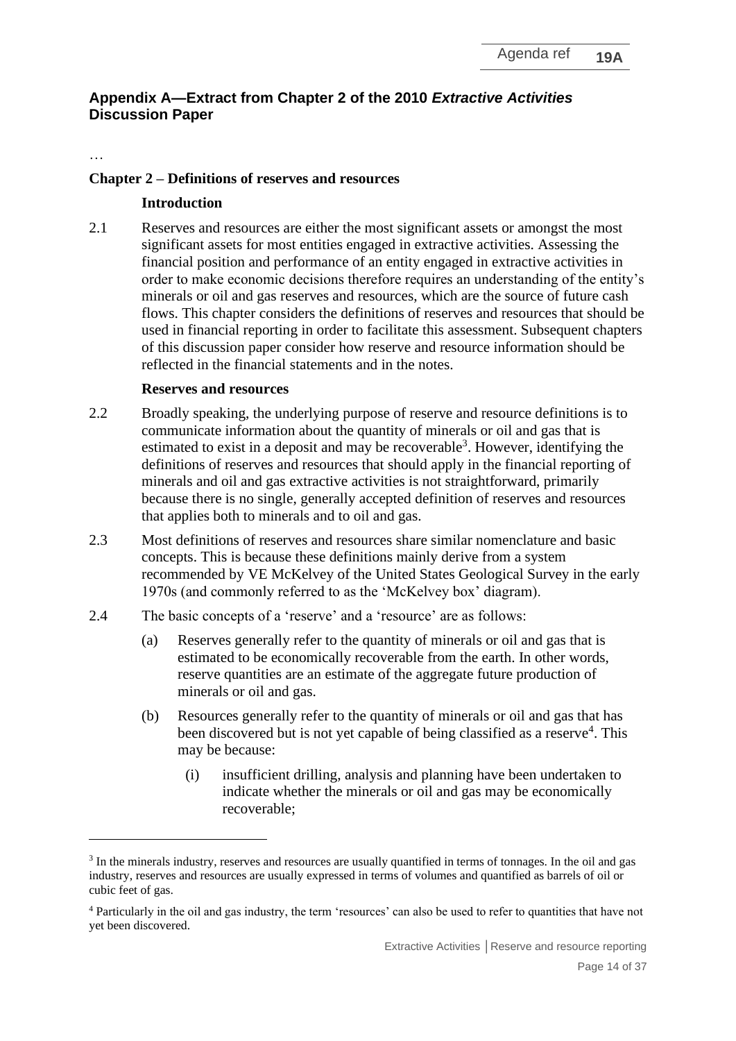## Appendix A—Extract from Chapter 2 of the 2010 *Extractive Activities* Discussion Paper

…

### Chapter 2 – Definitions of reserves and resources

#### Introduction

2.1 Reserves and resources are either the most significant assets or amongst the most significant assets for most entities engaged in extractive activities. Assessing the financial position and performance of an entity engaged in extractive activities in order to make economic decisions therefore requires an understanding of the entity's minerals or oil and gas reserves and resources, which are the source of future cash flows. This chapter considers the definitions of reserves and resources that should be used in financial reporting in order to facilitate this assessment. Subsequent chapters of this discussion paper consider how reserve and resource information should be reflected in the financial statements and in the notes.

#### Reserves and resources

2.2 Broadly speaking, the underlying purpose of reserve and resource definitions is to communicate information about the quantity of minerals or oil and gas that is estimated to exist in a deposit and may be recoverable[3]. However, identifying the definitions of reserves and resources that should apply in the financial reporting of minerals and oil and gas extractive activities is not straightforward, primarily because there is no single, generally accepted definition of reserves and resources that applies both to minerals and to oil and gas.

2.3 Most definitions of reserves and resources share similar nomenclature and basic concepts. This is because these definitions mainly derive from a system recommended by VE McKelvey of the United States Geological Survey in the early 1970s (and commonly referred to as the 'McKelvey box' diagram).

2.4 The basic concepts of a 'reserve' and a 'resource' are as follows:

(a) Reserves generally refer to the quantity of minerals or oil and gas that is estimated to be economically recoverable from the earth. In other words, reserve quantities are an estimate of the aggregate future production of minerals or oil and gas.

(b) Resources generally refer to the quantity of minerals or oil and gas that has been discovered but is not yet capable of being classified as a reserve[4]. This may be because:

  (i) insufficient drilling, analysis and planning have been undertaken to indicate whether the minerals or oil and gas may be economically recoverable;

---

[3] In the minerals industry, reserves and resources are usually quantified in terms of tonnages. In the oil and gas industry, reserves and resources are usually expressed in terms of volumes and quantified as barrels of oil or cubic feet of gas.

[4] Particularly in the oil and gas industry, the term 'resources' can also be used to refer to quantities that have not yet been discovered.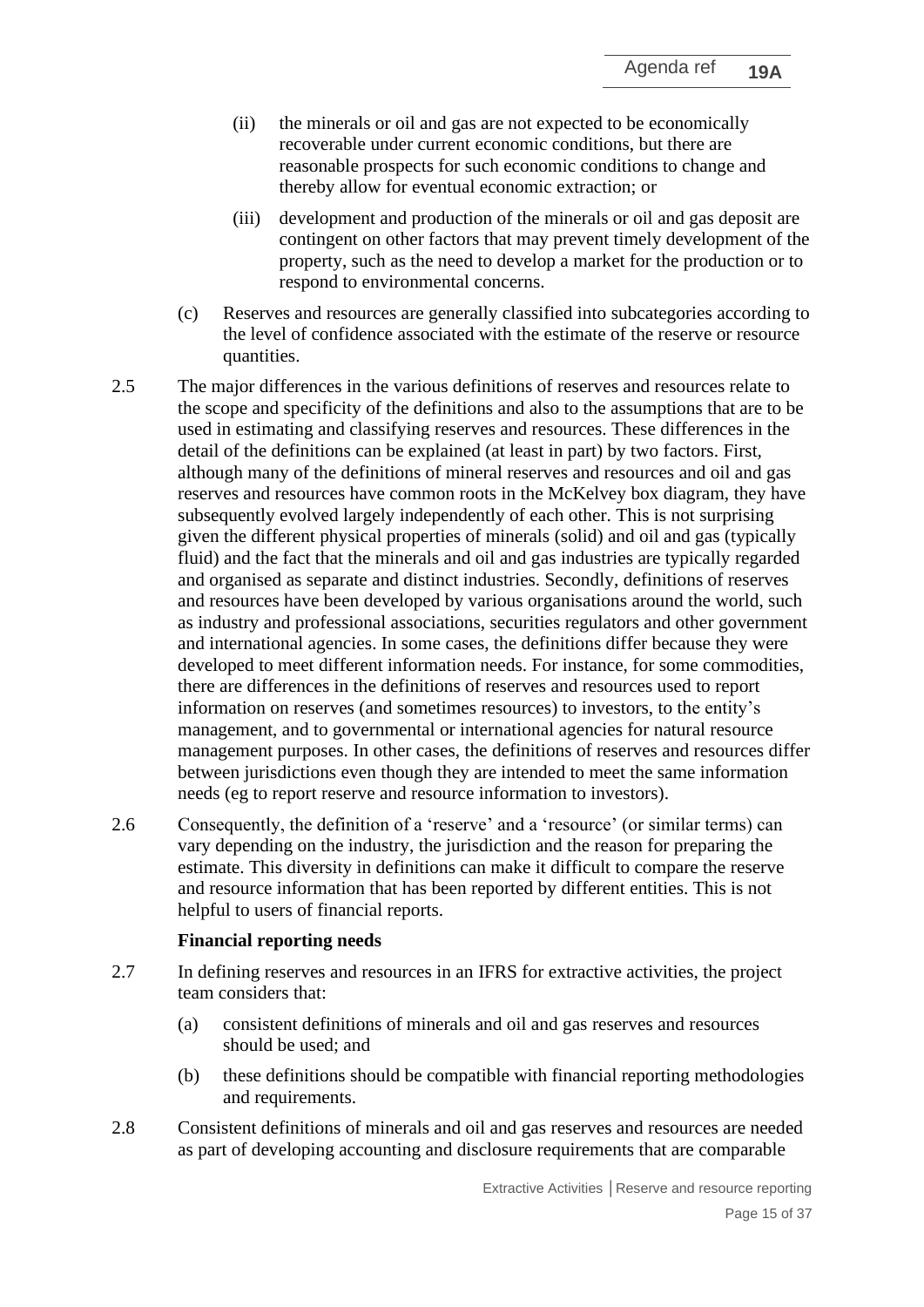(ii) the minerals or oil and gas are not expected to be economically recoverable under current economic conditions, but there are reasonable prospects for such economic conditions to change and thereby allow for eventual economic extraction; or

(iii) development and production of the minerals or oil and gas deposit are contingent on other factors that may prevent timely development of the property, such as the need to develop a market for the production or to respond to environmental concerns.

(c) Reserves and resources are generally classified into subcategories according to the level of confidence associated with the estimate of the reserve or resource quantities.

2.5 The major differences in the various definitions of reserves and resources relate to the scope and specificity of the definitions and also to the assumptions that are to be used in estimating and classifying reserves and resources. These differences in the detail of the definitions can be explained (at least in part) by two factors. First, although many of the definitions of mineral reserves and resources and oil and gas reserves and resources have common roots in the McKelvey box diagram, they have subsequently evolved largely independently of each other. This is not surprising given the different physical properties of minerals (solid) and oil and gas (typically fluid) and the fact that the minerals and oil and gas industries are typically regarded and organised as separate and distinct industries. Secondly, definitions of reserves and resources have been developed by various organisations around the world, such as industry and professional associations, securities regulators and other government and international agencies. In some cases, the definitions differ because they were developed to meet different information needs. For instance, for some commodities, there are differences in the definitions of reserves and resources used to report information on reserves (and sometimes resources) to investors, to the entity's management, and to governmental or international agencies for natural resource management purposes. In other cases, the definitions of reserves and resources differ between jurisdictions even though they are intended to meet the same information needs (eg to report reserve and resource information to investors).

2.6 Consequently, the definition of a 'reserve' and a 'resource' (or similar terms) can vary depending on the industry, the jurisdiction and the reason for preparing the estimate. This diversity in definitions can make it difficult to compare the reserve and resource information that has been reported by different entities. This is not helpful to users of financial reports.

**Financial reporting needs**

2.7 In defining reserves and resources in an IFRS for extractive activities, the project team considers that:

(a) consistent definitions of minerals and oil and gas reserves and resources should be used; and

(b) these definitions should be compatible with financial reporting methodologies and requirements.

2.8 Consistent definitions of minerals and oil and gas reserves and resources are needed as part of developing accounting and disclosure requirements that are comparable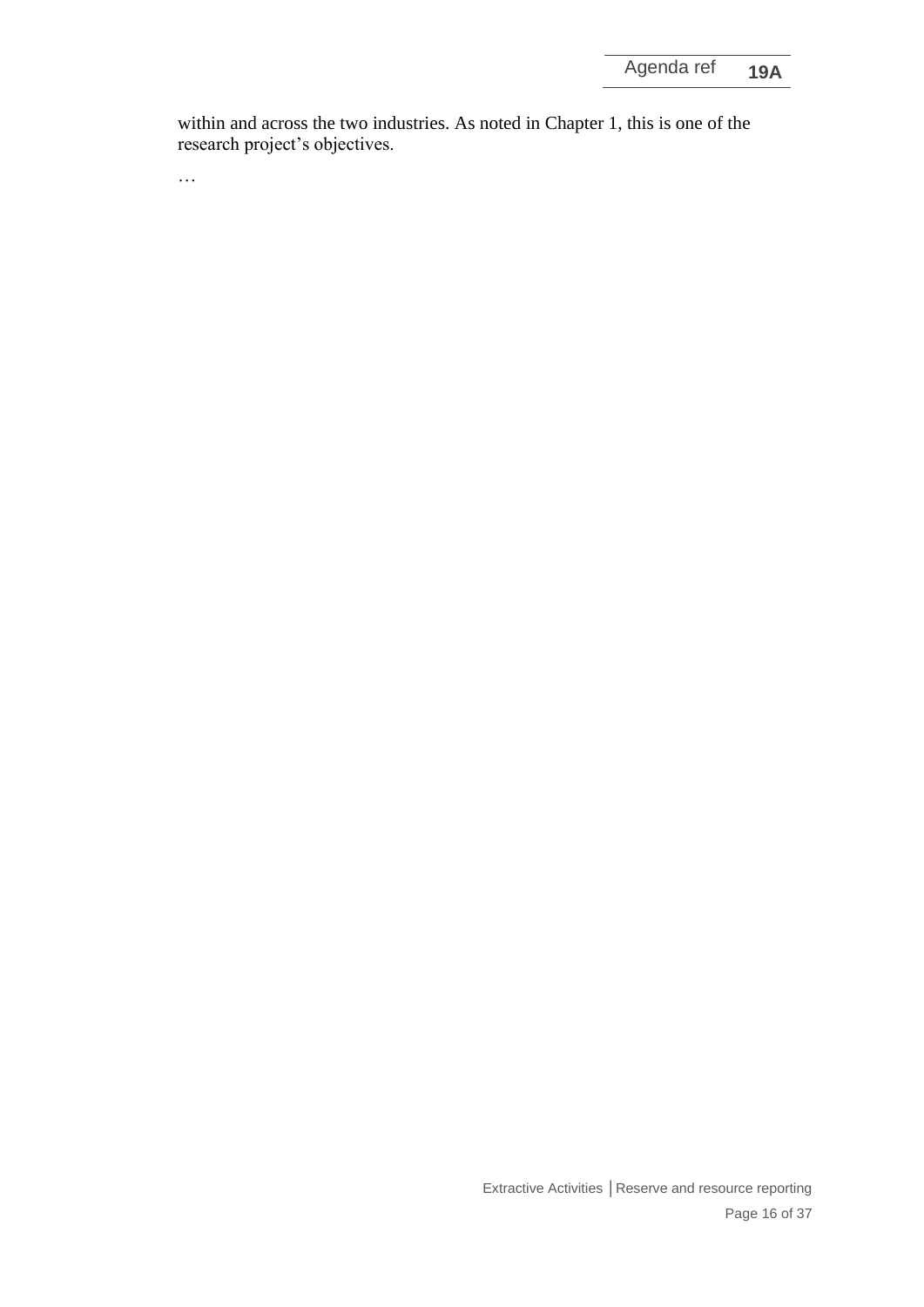within and across the two industries. As noted in Chapter 1, this is one of the research project's objectives.

…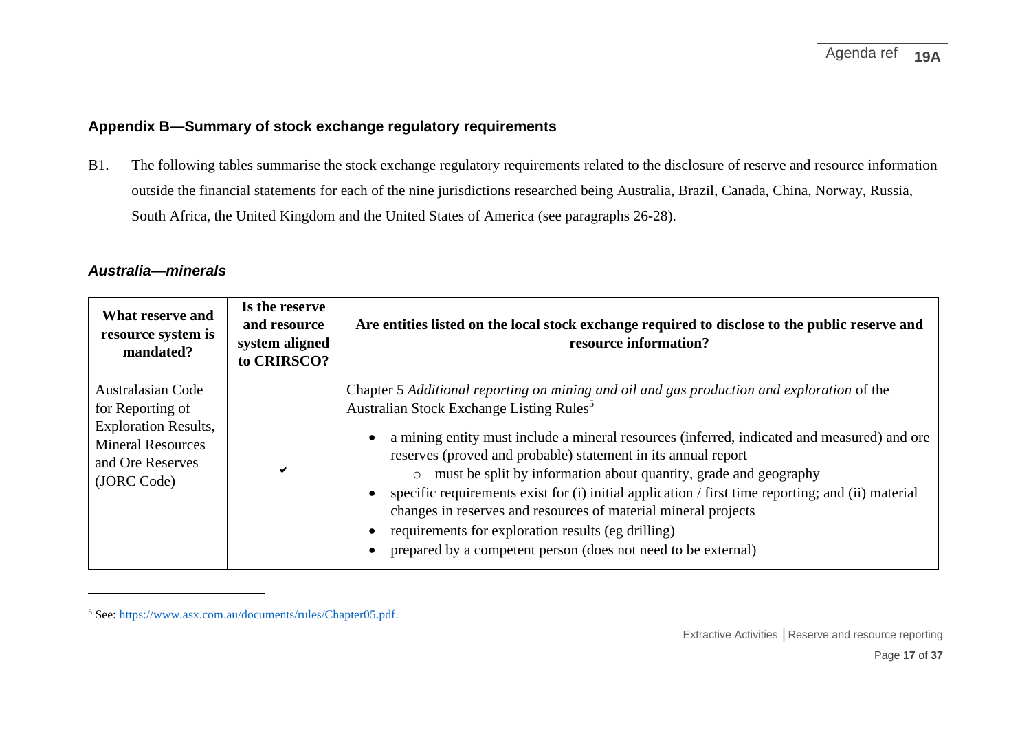## Appendix B—Summary of stock exchange regulatory requirements

B1. The following tables summarise the stock exchange regulatory requirements related to the disclosure of reserve and resource information outside the financial statements for each of the nine jurisdictions researched being Australia, Brazil, Canada, China, Norway, Russia, South Africa, the United Kingdom and the United States of America (see paragraphs 26-28).

### *Australia—minerals*

| What reserve and resource system is mandated? | Is the reserve and resource system aligned to CRIRSCO? | Are entities listed on the local stock exchange required to disclose to the public reserve and resource information? |
|---|---|---|
| Australasian Code for Reporting of Exploration Results, Mineral Resources and Ore Reserves (JORC Code) | ✔ | Chapter 5 *Additional reporting on mining and oil and gas production and exploration* of the Australian Stock Exchange Listing Rules[5]<br>• a mining entity must include a mineral resources (inferred, indicated and measured) and ore reserves (proved and probable) statement in its annual report<br>&nbsp;&nbsp;&nbsp;&nbsp;○ must be split by information about quantity, grade and geography<br>• specific requirements exist for (i) initial application / first time reporting; and (ii) material changes in reserves and resources of material mineral projects<br>• requirements for exploration results (eg drilling)<br>• prepared by a competent person (does not need to be external) |

[5] See: https://www.asx.com.au/documents/rules/Chapter05.pdf.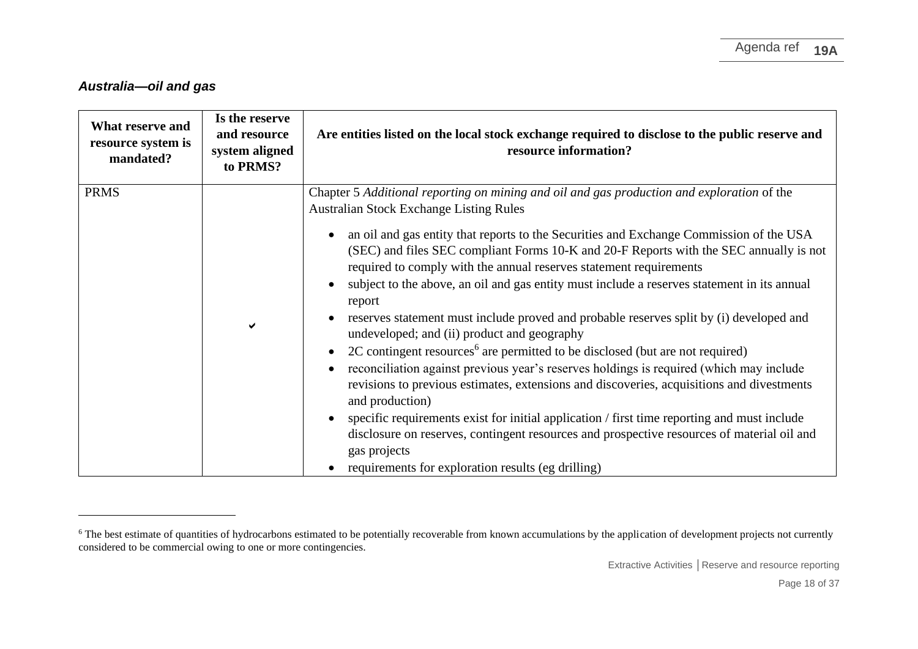***Australia—oil and gas***

| What reserve and resource system is mandated? | Is the reserve and resource system aligned to PRMS? | Are entities listed on the local stock exchange required to disclose to the public reserve and resource information? |
| --- | --- | --- |
| PRMS | ✔ | Chapter 5 *Additional reporting on mining and oil and gas production and exploration* of the Australian Stock Exchange Listing Rules<br><br>• an oil and gas entity that reports to the Securities and Exchange Commission of the USA (SEC) and files SEC compliant Forms 10-K and 20-F Reports with the SEC annually is not required to comply with the annual reserves statement requirements<br>• subject to the above, an oil and gas entity must include a reserves statement in its annual report<br>• reserves statement must include proved and probable reserves split by (i) developed and undeveloped; and (ii) product and geography<br>• 2C contingent resources[6] are permitted to be disclosed (but are not required)<br>• reconciliation against previous year's reserves holdings is required (which may include revisions to previous estimates, extensions and discoveries, acquisitions and divestments and production)<br>• specific requirements exist for initial application / first time reporting and must include disclosure on reserves, contingent resources and prospective resources of material oil and gas projects<br>• requirements for exploration results (eg drilling) |

[6] The best estimate of quantities of hydrocarbons estimated to be potentially recoverable from known accumulations by the application of development projects not currently considered to be commercial owing to one or more contingencies.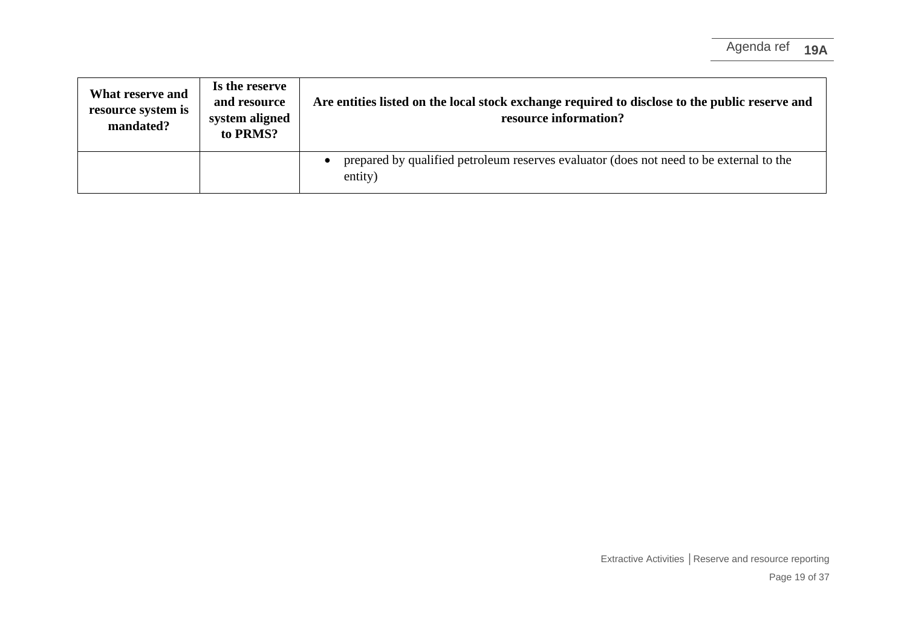| What reserve and resource system is mandated? | Is the reserve and resource system aligned to PRMS? | Are entities listed on the local stock exchange required to disclose to the public reserve and resource information? |
|---|---|---|
| | | • prepared by qualified petroleum reserves evaluator (does not need to be external to the entity) |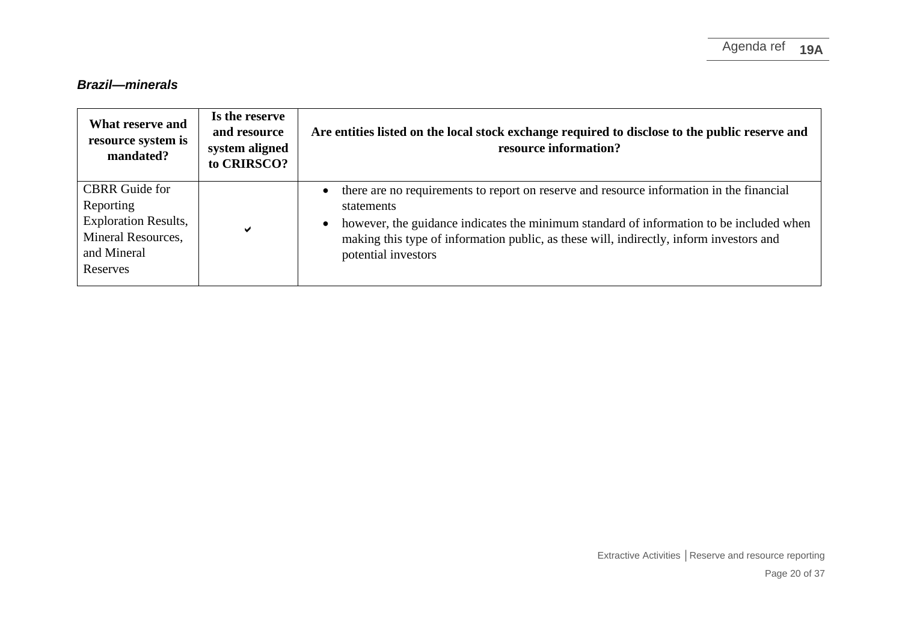***Brazil—minerals***

| What reserve and resource system is mandated? | Is the reserve and resource system aligned to CRIRSCO? | Are entities listed on the local stock exchange required to disclose to the public reserve and resource information? |
|---|---|---|
| CBRR Guide for Reporting Exploration Results, Mineral Resources, and Mineral Reserves | ✔ | • there are no requirements to report on reserve and resource information in the financial statements<br>• however, the guidance indicates the minimum standard of information to be included when making this type of information public, as these will, indirectly, inform investors and potential investors |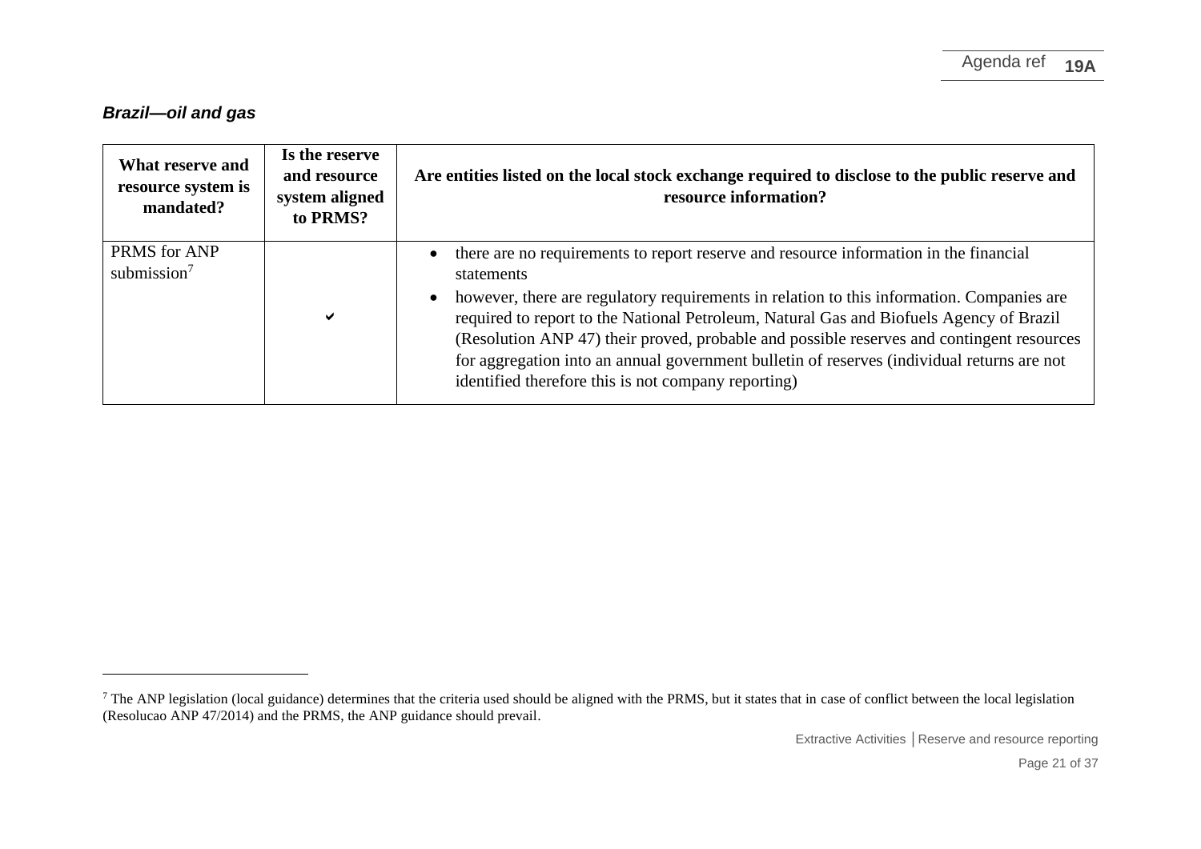***Brazil—oil and gas***

| What reserve and resource system is mandated? | Is the reserve and resource system aligned to PRMS? | Are entities listed on the local stock exchange required to disclose to the public reserve and resource information? |
|---|---|---|
| PRMS for ANP submission[7] | ✔ | • there are no requirements to report reserve and resource information in the financial statements<br>• however, there are regulatory requirements in relation to this information. Companies are required to report to the National Petroleum, Natural Gas and Biofuels Agency of Brazil (Resolution ANP 47) their proved, probable and possible reserves and contingent resources for aggregation into an annual government bulletin of reserves (individual returns are not identified therefore this is not company reporting) |

[7] The ANP legislation (local guidance) determines that the criteria used should be aligned with the PRMS, but it states that in case of conflict between the local legislation (Resolucao ANP 47/2014) and the PRMS, the ANP guidance should prevail.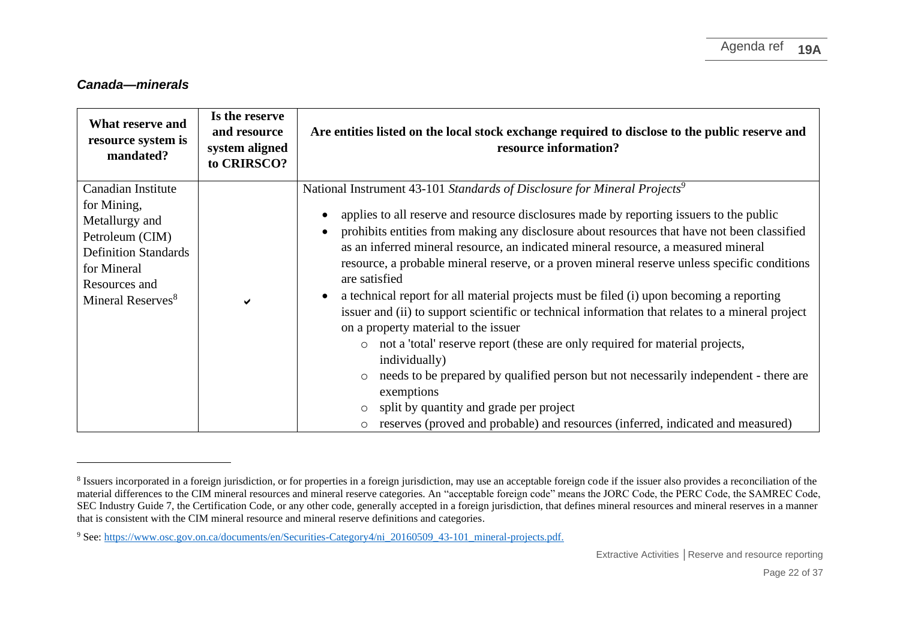### *Canada—minerals*

| What reserve and resource system is mandated? | Is the reserve and resource system aligned to CRIRSCO? | Are entities listed on the local stock exchange required to disclose to the public reserve and resource information? |
|---|---|---|
| Canadian Institute for Mining, Metallurgy and Petroleum (CIM) Definition Standards for Mineral Resources and Mineral Reserves[8] | ✔ | National Instrument 43-101 *Standards of Disclosure for Mineral Projects*[9]<br>• applies to all reserve and resource disclosures made by reporting issuers to the public<br>• prohibits entities from making any disclosure about resources that have not been classified as an inferred mineral resource, an indicated mineral resource, a measured mineral resource, a probable mineral reserve, or a proven mineral reserve unless specific conditions are satisfied<br>• a technical report for all material projects must be filed (i) upon becoming a reporting issuer and (ii) to support scientific or technical information that relates to a mineral project on a property material to the issuer<br>&nbsp;&nbsp;&nbsp;&nbsp;○ not a 'total' reserve report (these are only required for material projects, individually)<br>&nbsp;&nbsp;&nbsp;&nbsp;○ needs to be prepared by qualified person but not necessarily independent - there are exemptions<br>&nbsp;&nbsp;&nbsp;&nbsp;○ split by quantity and grade per project<br>&nbsp;&nbsp;&nbsp;&nbsp;○ reserves (proved and probable) and resources (inferred, indicated and measured) |

[8] Issuers incorporated in a foreign jurisdiction, or for properties in a foreign jurisdiction, may use an acceptable foreign code if the issuer also provides a reconciliation of the material differences to the CIM mineral resources and mineral reserve categories. An "acceptable foreign code" means the JORC Code, the PERC Code, the SAMREC Code, SEC Industry Guide 7, the Certification Code, or any other code, generally accepted in a foreign jurisdiction, that defines mineral resources and mineral reserves in a manner that is consistent with the CIM mineral resource and mineral reserve definitions and categories.

[9] See: https://www.osc.gov.on.ca/documents/en/Securities-Category4/ni_20160509_43-101_mineral-projects.pdf.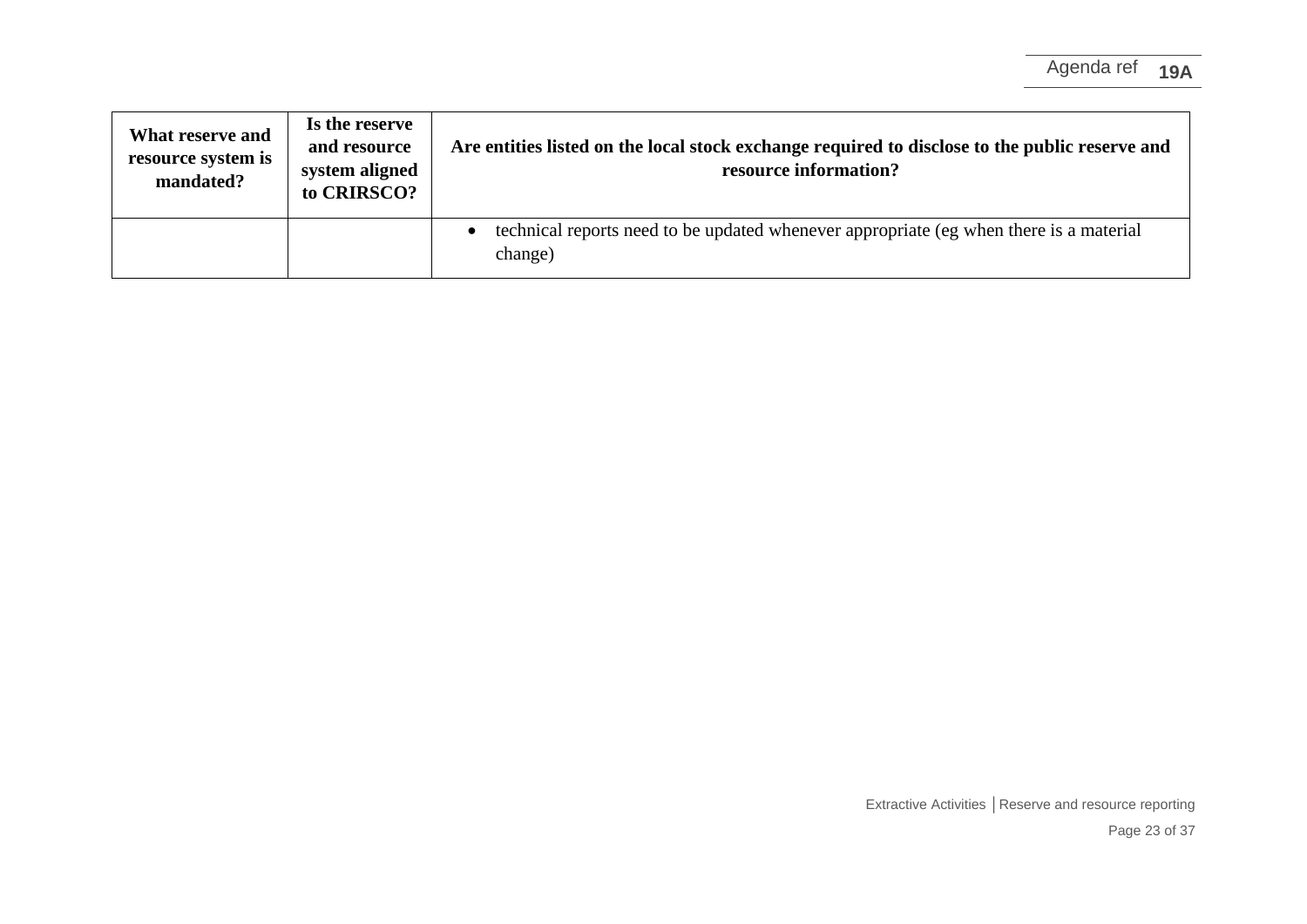| What reserve and resource system is mandated? | Is the reserve and resource system aligned to CRIRSCO? | Are entities listed on the local stock exchange required to disclose to the public reserve and resource information? |
|---|---|---|
| | | • technical reports need to be updated whenever appropriate (eg when there is a material change) |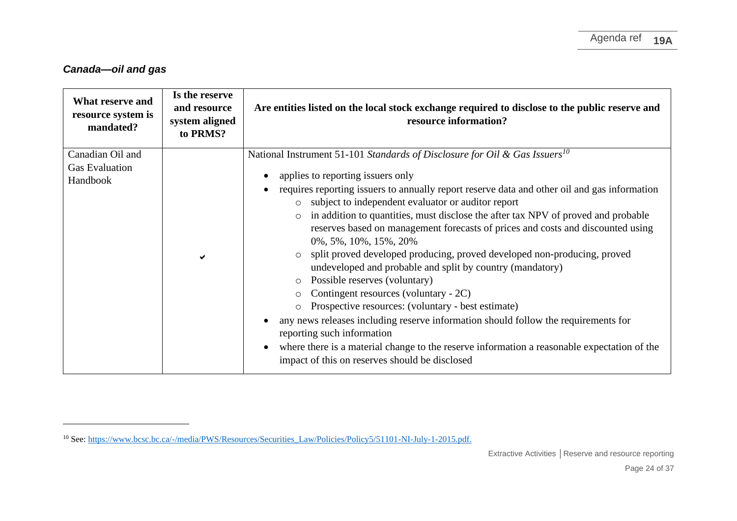### *Canada—oil and gas*

| What reserve and resource system is mandated? | Is the reserve and resource system aligned to PRMS? | Are entities listed on the local stock exchange required to disclose to the public reserve and resource information? |
|---|---|---|
| Canadian Oil and Gas Evaluation Handbook | ✔ | National Instrument 51-101 *Standards of Disclosure for Oil & Gas Issuers*[10]<br><br>• applies to reporting issuers only<br>• requires reporting issuers to annually report reserve data and other oil and gas information<br>&nbsp;&nbsp;&nbsp;&nbsp;○ subject to independent evaluator or auditor report<br>&nbsp;&nbsp;&nbsp;&nbsp;○ in addition to quantities, must disclose the after tax NPV of proved and probable reserves based on management forecasts of prices and costs and discounted using 0%, 5%, 10%, 15%, 20%<br>&nbsp;&nbsp;&nbsp;&nbsp;○ split proved developed producing, proved developed non-producing, proved undeveloped and probable and split by country (mandatory)<br>&nbsp;&nbsp;&nbsp;&nbsp;○ Possible reserves (voluntary)<br>&nbsp;&nbsp;&nbsp;&nbsp;○ Contingent resources (voluntary - 2C)<br>&nbsp;&nbsp;&nbsp;&nbsp;○ Prospective resources: (voluntary - best estimate)<br>• any news releases including reserve information should follow the requirements for reporting such information<br>• where there is a material change to the reserve information a reasonable expectation of the impact of this on reserves should be disclosed |

[10] See: https://www.bcsc.bc.ca/-/media/PWS/Resources/Securities_Law/Policies/Policy5/51101-NI-July-1-2015.pdf.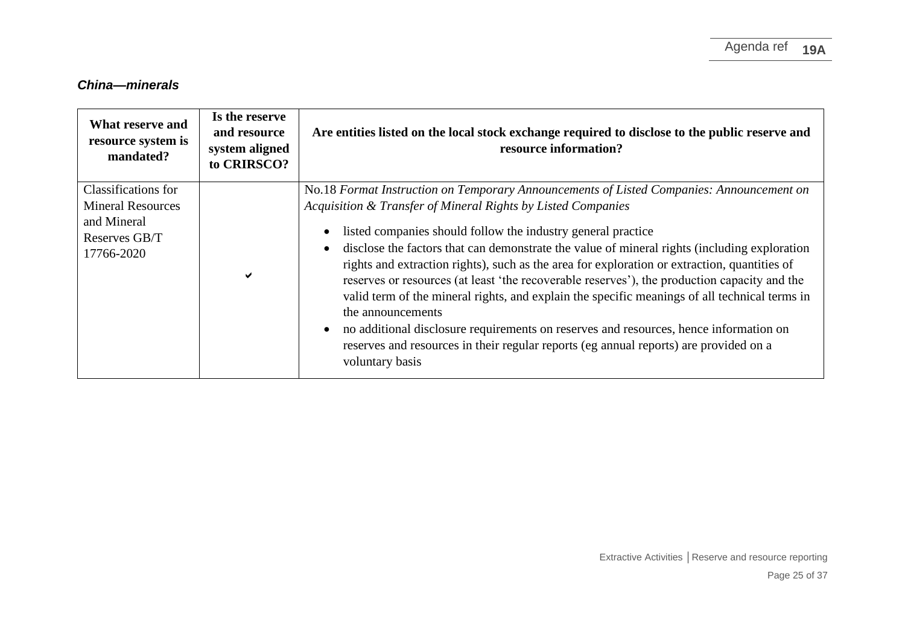### *China—minerals*

| What reserve and resource system is mandated? | Is the reserve and resource system aligned to CRIRSCO? | Are entities listed on the local stock exchange required to disclose to the public reserve and resource information? |
|---|---|---|
| Classifications for Mineral Resources and Mineral Reserves GB/T 17766-2020 | ✔ | No.18 *Format Instruction on Temporary Announcements of Listed Companies: Announcement on Acquisition & Transfer of Mineral Rights by Listed Companies*<br>• listed companies should follow the industry general practice<br>• disclose the factors that can demonstrate the value of mineral rights (including exploration rights and extraction rights), such as the area for exploration or extraction, quantities of reserves or resources (at least 'the recoverable reserves'), the production capacity and the valid term of the mineral rights, and explain the specific meanings of all technical terms in the announcements<br>• no additional disclosure requirements on reserves and resources, hence information on reserves and resources in their regular reports (eg annual reports) are provided on a voluntary basis |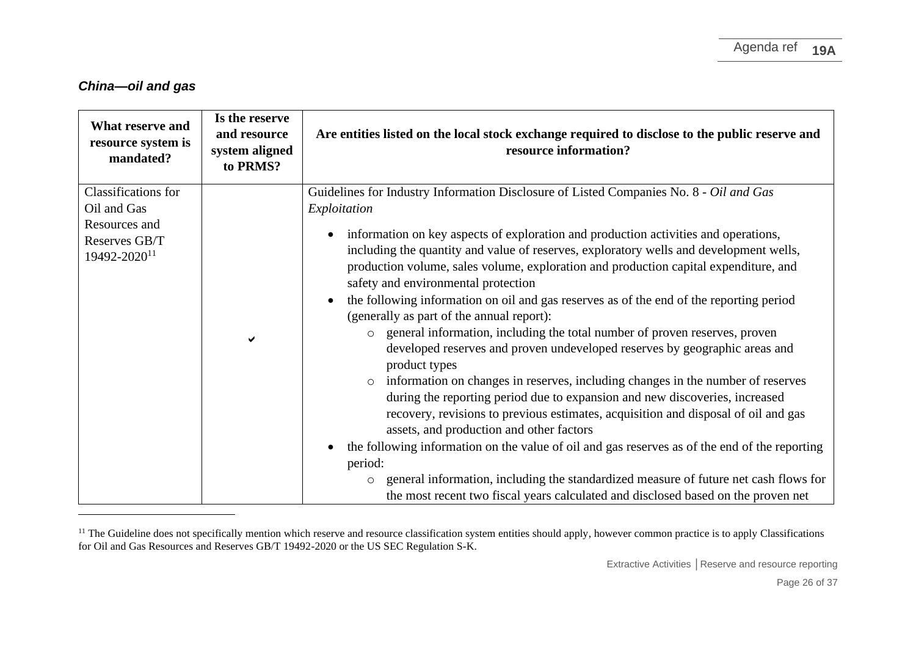### *China—oil and gas*

| What reserve and resource system is mandated? | Is the reserve and resource system aligned to PRMS? | Are entities listed on the local stock exchange required to disclose to the public reserve and resource information? |
|---|---|---|
| Classifications for Oil and Gas Resources and Reserves GB/T 19492-2020[11] | ✔ | Guidelines for Industry Information Disclosure of Listed Companies No. 8 - *Oil and Gas Exploitation*<br><br>• information on key aspects of exploration and production activities and operations, including the quantity and value of reserves, exploratory wells and development wells, production volume, sales volume, exploration and production capital expenditure, and safety and environmental protection<br>• the following information on oil and gas reserves as of the end of the reporting period (generally as part of the annual report):<br>  ○ general information, including the total number of proven reserves, proven developed reserves and proven undeveloped reserves by geographic areas and product types<br>  ○ information on changes in reserves, including changes in the number of reserves during the reporting period due to expansion and new discoveries, increased recovery, revisions to previous estimates, acquisition and disposal of oil and gas assets, and production and other factors<br>• the following information on the value of oil and gas reserves as of the end of the reporting period:<br>  ○ general information, including the standardized measure of future net cash flows for the most recent two fiscal years calculated and disclosed based on the proven net |

[11] The Guideline does not specifically mention which reserve and resource classification system entities should apply, however common practice is to apply Classifications for Oil and Gas Resources and Reserves GB/T 19492-2020 or the US SEC Regulation S-K.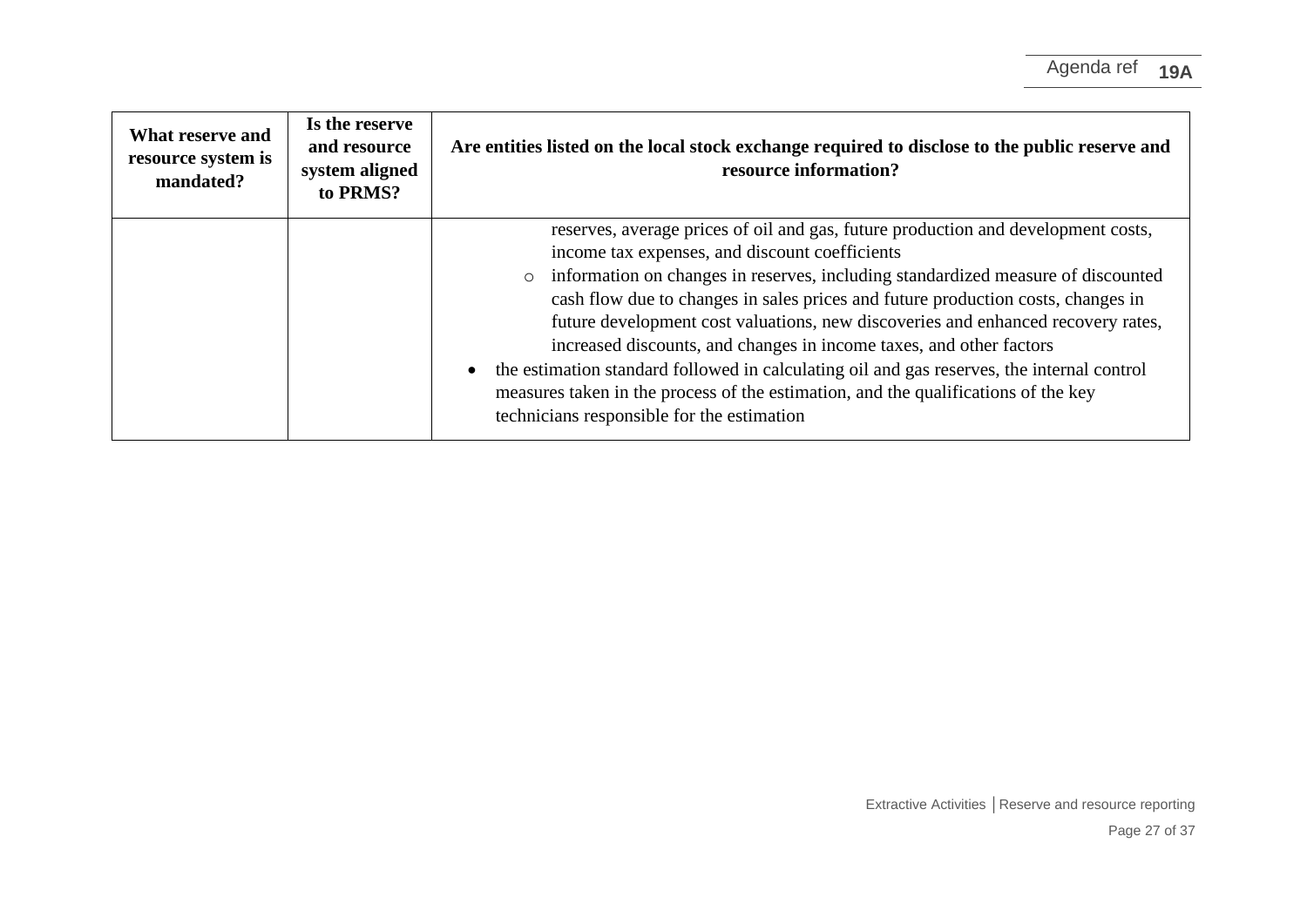| What reserve and resource system is mandated? | Is the reserve and resource system aligned to PRMS? | Are entities listed on the local stock exchange required to disclose to the public reserve and resource information? |
|---|---|---|
| | | reserves, average prices of oil and gas, future production and development costs, income tax expenses, and discount coefficients<br>o information on changes in reserves, including standardized measure of discounted cash flow due to changes in sales prices and future production costs, changes in future development cost valuations, new discoveries and enhanced recovery rates, increased discounts, and changes in income taxes, and other factors<br>• the estimation standard followed in calculating oil and gas reserves, the internal control measures taken in the process of the estimation, and the qualifications of the key technicians responsible for the estimation |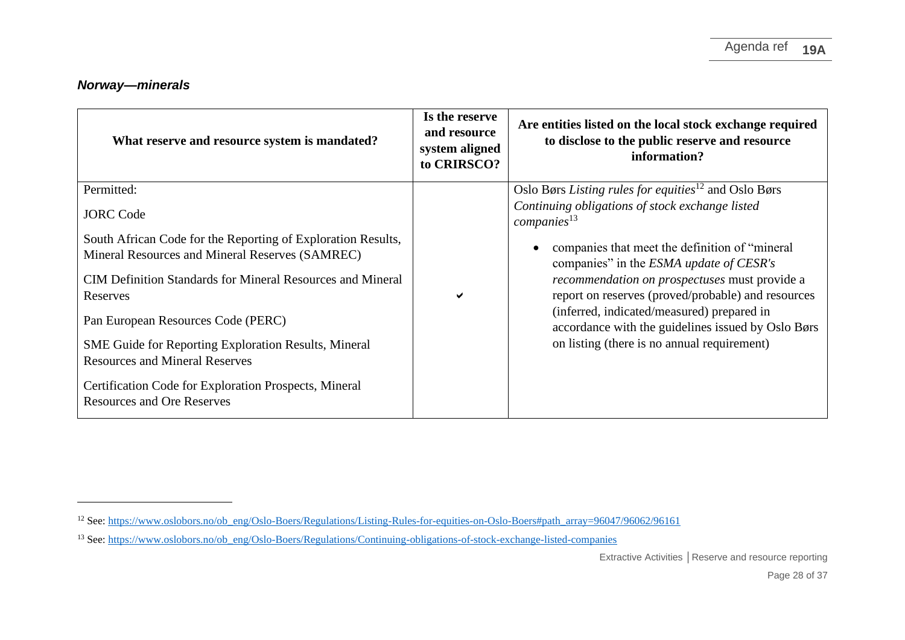### *Norway—minerals*

| What reserve and resource system is mandated? | Is the reserve and resource system aligned to CRIRSCO? | Are entities listed on the local stock exchange required to disclose to the public reserve and resource information? |
|---|---|---|
| Permitted:<br><br>JORC Code<br><br>South African Code for the Reporting of Exploration Results, Mineral Resources and Mineral Reserves (SAMREC)<br><br>CIM Definition Standards for Mineral Resources and Mineral Reserves<br><br>Pan European Resources Code (PERC)<br><br>SME Guide for Reporting Exploration Results, Mineral Resources and Mineral Reserves<br><br>Certification Code for Exploration Prospects, Mineral Resources and Ore Reserves | ✔ | Oslo Børs *Listing rules for equities*[12] and Oslo Børs *Continuing obligations of stock exchange listed companies*[13]<br><br>• companies that meet the definition of "mineral companies" in the *ESMA update of CESR's recommendation on prospectuses* must provide a report on reserves (proved/probable) and resources (inferred, indicated/measured) prepared in accordance with the guidelines issued by Oslo Børs on listing (there is no annual requirement) |

[12] See: https://www.oslobors.no/ob_eng/Oslo-Boers/Regulations/Listing-Rules-for-equities-on-Oslo-Boers#path_array=96047/96062/96161

[13] See: https://www.oslobors.no/ob_eng/Oslo-Boers/Regulations/Continuing-obligations-of-stock-exchange-listed-companies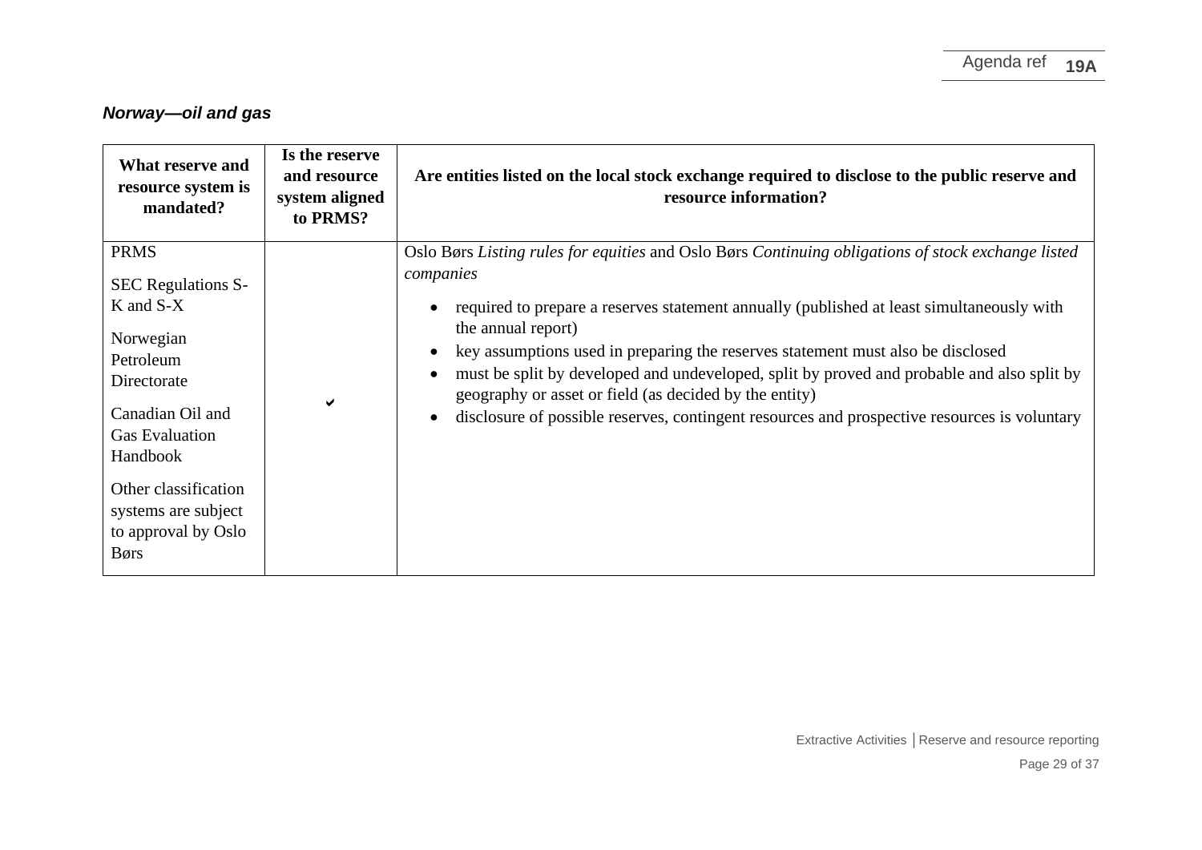### *Norway—oil and gas*

| What reserve and resource system is mandated? | Is the reserve and resource system aligned to PRMS? | Are entities listed on the local stock exchange required to disclose to the public reserve and resource information? |
|---|---|---|
| PRMS<br><br>SEC Regulations S-K and S-X<br><br>Norwegian Petroleum Directorate<br><br>Canadian Oil and Gas Evaluation Handbook<br><br>Other classification systems are subject to approval by Oslo Børs | ✔ | Oslo Børs *Listing rules for equities* and Oslo Børs *Continuing obligations of stock exchange listed companies*<br><br>• required to prepare a reserves statement annually (published at least simultaneously with the annual report)<br>• key assumptions used in preparing the reserves statement must also be disclosed<br>• must be split by developed and undeveloped, split by proved and probable and also split by geography or asset or field (as decided by the entity)<br>• disclosure of possible reserves, contingent resources and prospective resources is voluntary |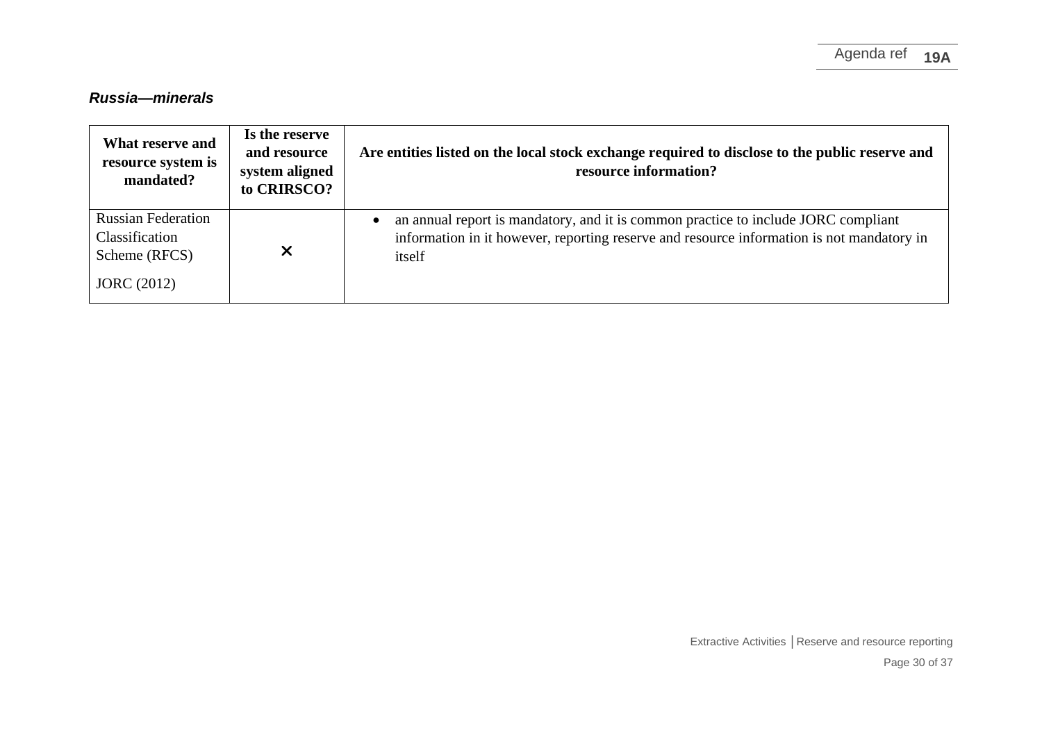### *Russia—minerals*

| What reserve and resource system is mandated? | Is the reserve and resource system aligned to CRIRSCO? | Are entities listed on the local stock exchange required to disclose to the public reserve and resource information? |
|---|---|---|
| Russian Federation Classification Scheme (RFCS)<br><br>JORC (2012) | ✕ | • an annual report is mandatory, and it is common practice to include JORC compliant information in it however, reporting reserve and resource information is not mandatory in itself |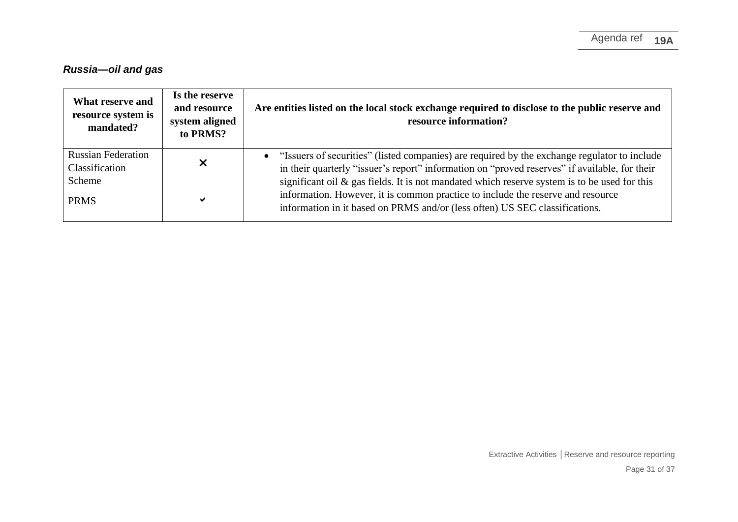***Russia—oil and gas***

| What reserve and resource system is mandated? | Is the reserve and resource system aligned to PRMS? | Are entities listed on the local stock exchange required to disclose to the public reserve and resource information? |
|---|---|---|
| Russian Federation Classification Scheme | ✕ | • "Issuers of securities" (listed companies) are required by the exchange regulator to include in their quarterly "issuer's report" information on "proved reserves" if available, for their significant oil & gas fields. It is not mandated which reserve system is to be used for this information. However, it is common practice to include the reserve and resource information in it based on PRMS and/or (less often) US SEC classifications. |
| PRMS | ✔ | |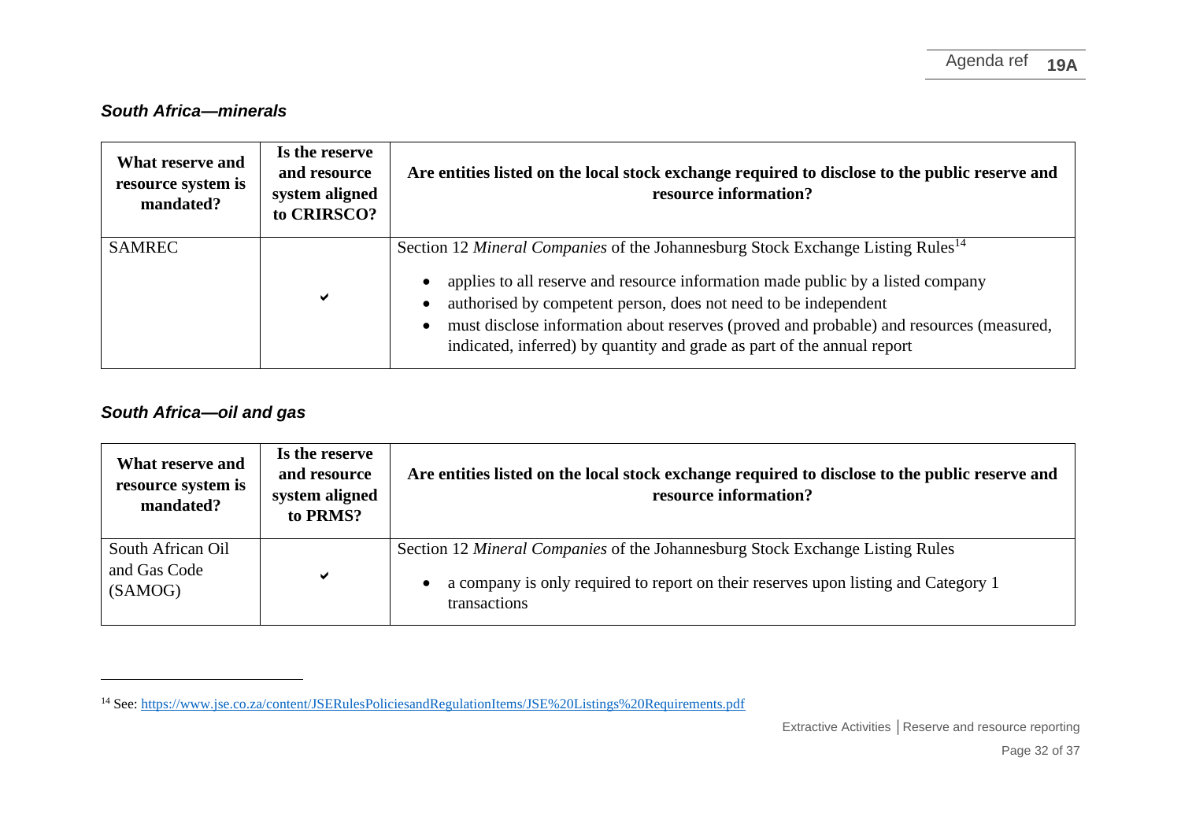### *South Africa—minerals*

| What reserve and resource system is mandated? | Is the reserve and resource system aligned to CRIRSCO? | Are entities listed on the local stock exchange required to disclose to the public reserve and resource information? |
|---|---|---|
| SAMREC | ✔ | Section 12 *Mineral Companies* of the Johannesburg Stock Exchange Listing Rules[14]<br>• applies to all reserve and resource information made public by a listed company<br>• authorised by competent person, does not need to be independent<br>• must disclose information about reserves (proved and probable) and resources (measured, indicated, inferred) by quantity and grade as part of the annual report |

### *South Africa—oil and gas*

| What reserve and resource system is mandated? | Is the reserve and resource system aligned to PRMS? | Are entities listed on the local stock exchange required to disclose to the public reserve and resource information? |
|---|---|---|
| South African Oil and Gas Code (SAMOG) | ✔ | Section 12 *Mineral Companies* of the Johannesburg Stock Exchange Listing Rules<br>• a company is only required to report on their reserves upon listing and Category 1 transactions |

---

[14] See: https://www.jse.co.za/content/JSERulesPoliciesandRegulationItems/JSE%20Listings%20Requirements.pdf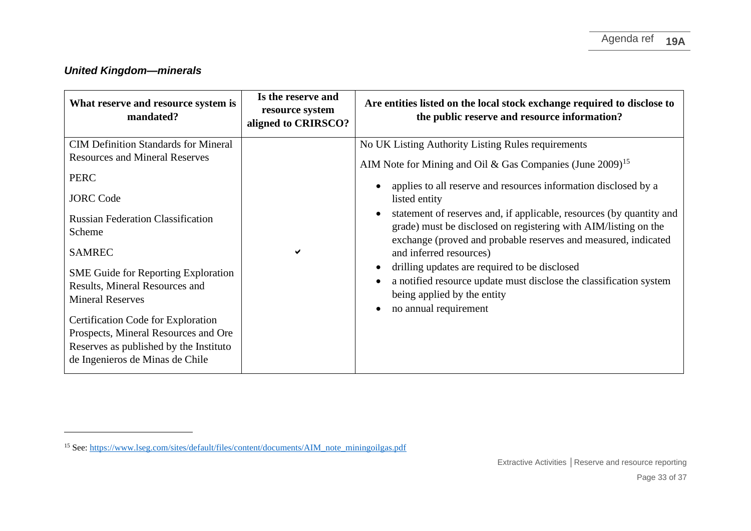### *United Kingdom—minerals*

| What reserve and resource system is mandated? | Is the reserve and resource system aligned to CRIRSCO? | Are entities listed on the local stock exchange required to disclose to the public reserve and resource information? |
|---|---|---|
| CIM Definition Standards for Mineral Resources and Mineral Reserves<br><br>PERC<br><br>JORC Code<br><br>Russian Federation Classification Scheme<br><br>SAMREC<br><br>SME Guide for Reporting Exploration Results, Mineral Resources and Mineral Reserves<br><br>Certification Code for Exploration Prospects, Mineral Resources and Ore Reserves as published by the Instituto de Ingenieros de Minas de Chile | ✔ | No UK Listing Authority Listing Rules requirements<br><br>AIM Note for Mining and Oil & Gas Companies (June 2009)[15]<br><br>• applies to all reserve and resources information disclosed by a listed entity<br>• statement of reserves and, if applicable, resources (by quantity and grade) must be disclosed on registering with AIM/listing on the exchange (proved and probable reserves and measured, indicated and inferred resources)<br>• drilling updates are required to be disclosed<br>• a notified resource update must disclose the classification system being applied by the entity<br>• no annual requirement |

[15] See: https://www.lseg.com/sites/default/files/content/documents/AIM_note_miningoilgas.pdf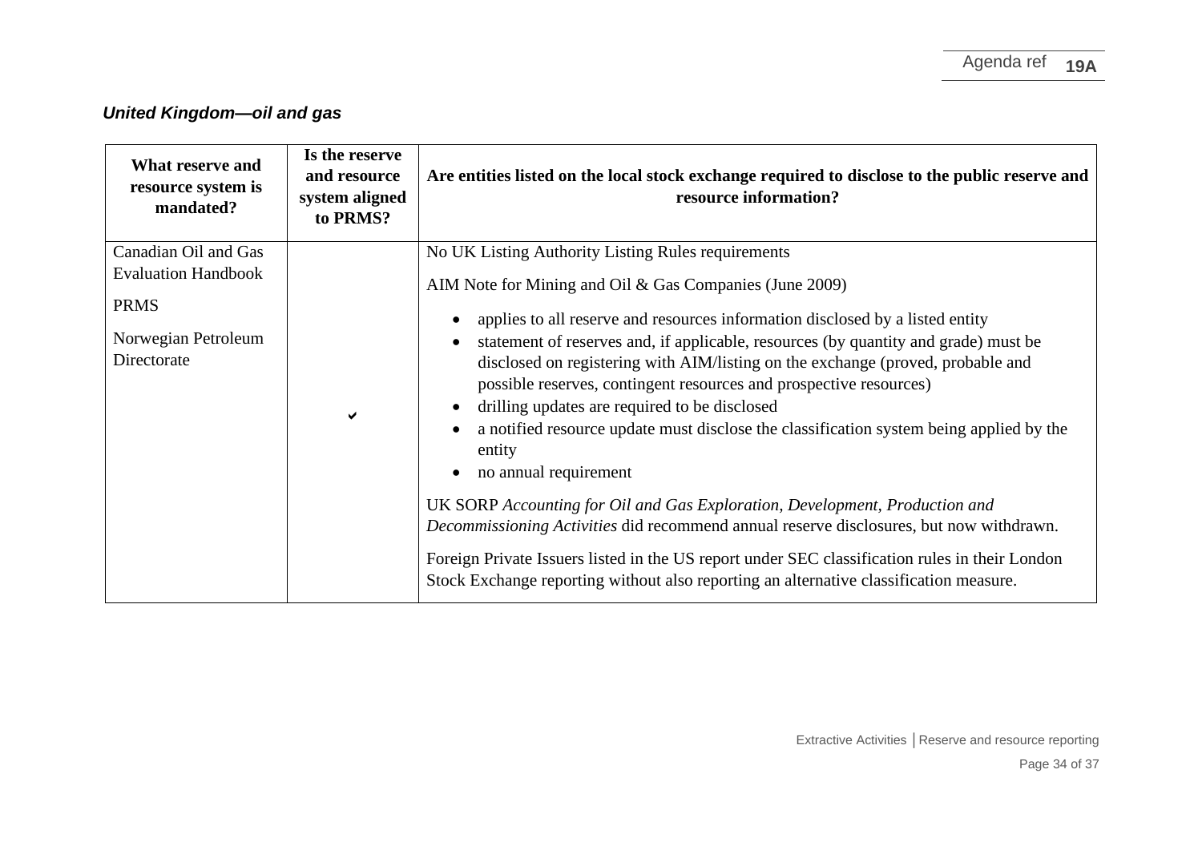### *United Kingdom—oil and gas*

| What reserve and resource system is mandated? | Is the reserve and resource system aligned to PRMS? | Are entities listed on the local stock exchange required to disclose to the public reserve and resource information? |
|---|---|---|
| Canadian Oil and Gas Evaluation Handbook<br><br>PRMS<br><br>Norwegian Petroleum Directorate | ✔ | No UK Listing Authority Listing Rules requirements<br><br>AIM Note for Mining and Oil & Gas Companies (June 2009)<br><br>• applies to all reserve and resources information disclosed by a listed entity<br>• statement of reserves and, if applicable, resources (by quantity and grade) must be disclosed on registering with AIM/listing on the exchange (proved, probable and possible reserves, contingent resources and prospective resources)<br>• drilling updates are required to be disclosed<br>• a notified resource update must disclose the classification system being applied by the entity<br>• no annual requirement<br><br>UK SORP *Accounting for Oil and Gas Exploration, Development, Production and Decommissioning Activities* did recommend annual reserve disclosures, but now withdrawn.<br><br>Foreign Private Issuers listed in the US report under SEC classification rules in their London Stock Exchange reporting without also reporting an alternative classification measure. |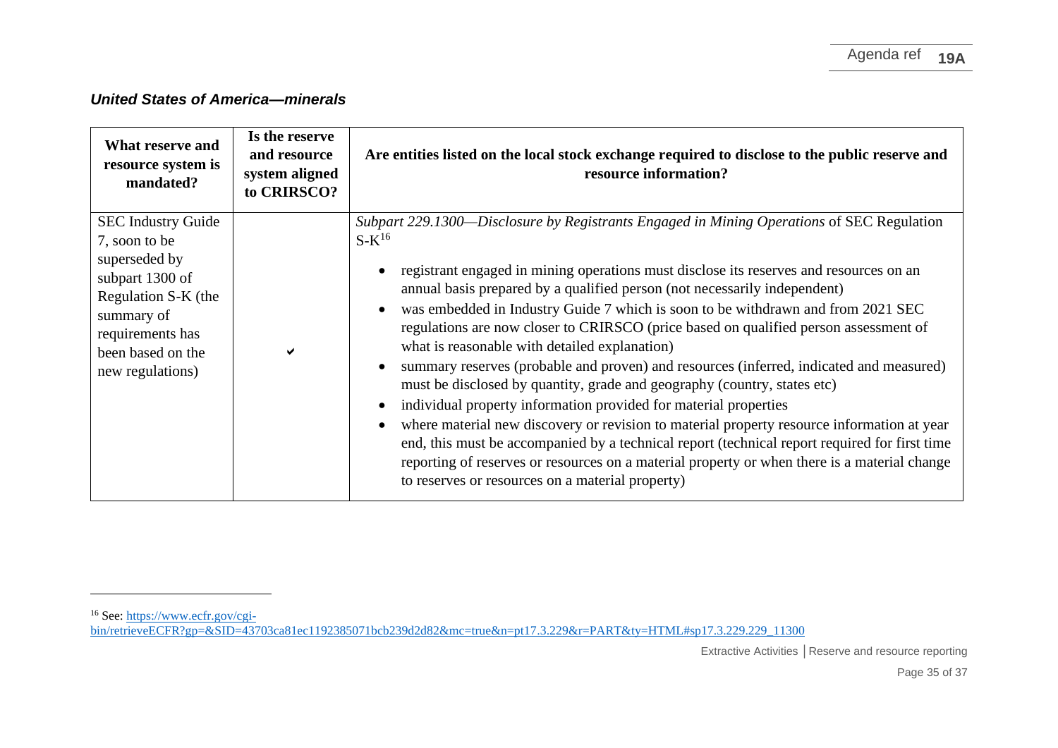### *United States of America—minerals*

| What reserve and resource system is mandated? | Is the reserve and resource system aligned to CRIRSCO? | Are entities listed on the local stock exchange required to disclose to the public reserve and resource information? |
|---|---|---|
| SEC Industry Guide 7, soon to be superseded by subpart 1300 of Regulation S-K (the summary of requirements has been based on the new regulations) | ✔ | *Subpart 229.1300—Disclosure by Registrants Engaged in Mining Operations* of SEC Regulation S-K[16]<br>• registrant engaged in mining operations must disclose its reserves and resources on an annual basis prepared by a qualified person (not necessarily independent)<br>• was embedded in Industry Guide 7 which is soon to be withdrawn and from 2021 SEC regulations are now closer to CRIRSCO (price based on qualified person assessment of what is reasonable with detailed explanation)<br>• summary reserves (probable and proven) and resources (inferred, indicated and measured) must be disclosed by quantity, grade and geography (country, states etc)<br>• individual property information provided for material properties<br>• where material new discovery or revision to material property resource information at year end, this must be accompanied by a technical report (technical report required for first time reporting of reserves or resources on a material property or when there is a material change to reserves or resources on a material property) |

[16] See: https://www.ecfr.gov/cgi-bin/retrieveECFR?gp=&SID=43703ca81ec1192385071bcb239d2d82&mc=true&n=pt17.3.229&r=PART&ty=HTML#sp17.3.229.229_11300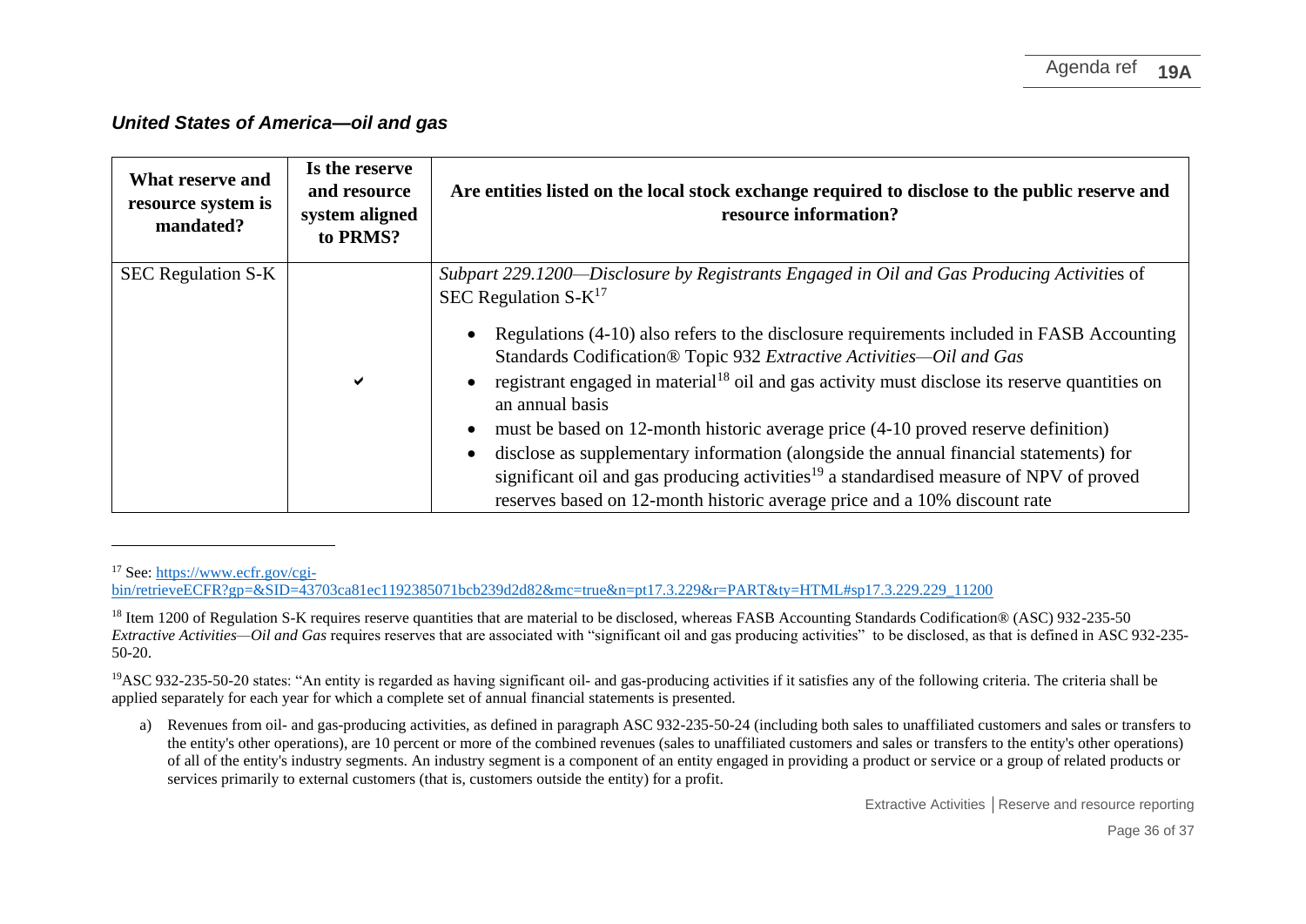### *United States of America—oil and gas*

| What reserve and resource system is mandated? | Is the reserve and resource system aligned to PRMS? | Are entities listed on the local stock exchange required to disclose to the public reserve and resource information? |
|---|---|---|
| SEC Regulation S-K | ✔ | *Subpart 229.1200—Disclosure by Registrants Engaged in Oil and Gas Producing Activities* of SEC Regulation S-K[17]<br>• Regulations (4-10) also refers to the disclosure requirements included in FASB Accounting Standards Codification® Topic 932 *Extractive Activities—Oil and Gas*<br>• registrant engaged in material[18] oil and gas activity must disclose its reserve quantities on an annual basis<br>• must be based on 12-month historic average price (4-10 proved reserve definition)<br>• disclose as supplementary information (alongside the annual financial statements) for significant oil and gas producing activities[19] a standardised measure of NPV of proved reserves based on 12-month historic average price and a 10% discount rate |

[17] See: https://www.ecfr.gov/cgi-bin/retrieveECFR?gp=&SID=43703ca81ec1192385071bcb239d2d82&mc=true&n=pt17.3.229&r=PART&ty=HTML#sp17.3.229.229_11200

[18] Item 1200 of Regulation S-K requires reserve quantities that are material to be disclosed, whereas FASB Accounting Standards Codification® (ASC) 932-235-50 *Extractive Activities—Oil and Gas* requires reserves that are associated with "significant oil and gas producing activities" to be disclosed, as that is defined in ASC 932-235-50-20.

[19] ASC 932-235-50-20 states: "An entity is regarded as having significant oil- and gas-producing activities if it satisfies any of the following criteria. The criteria shall be applied separately for each year for which a complete set of annual financial statements is presented.

a) Revenues from oil- and gas-producing activities, as defined in paragraph ASC 932-235-50-24 (including both sales to unaffiliated customers and sales or transfers to the entity's other operations), are 10 percent or more of the combined revenues (sales to unaffiliated customers and sales or transfers to the entity's other operations) of all of the entity's industry segments. An industry segment is a component of an entity engaged in providing a product or service or a group of related products or services primarily to external customers (that is, customers outside the entity) for a profit.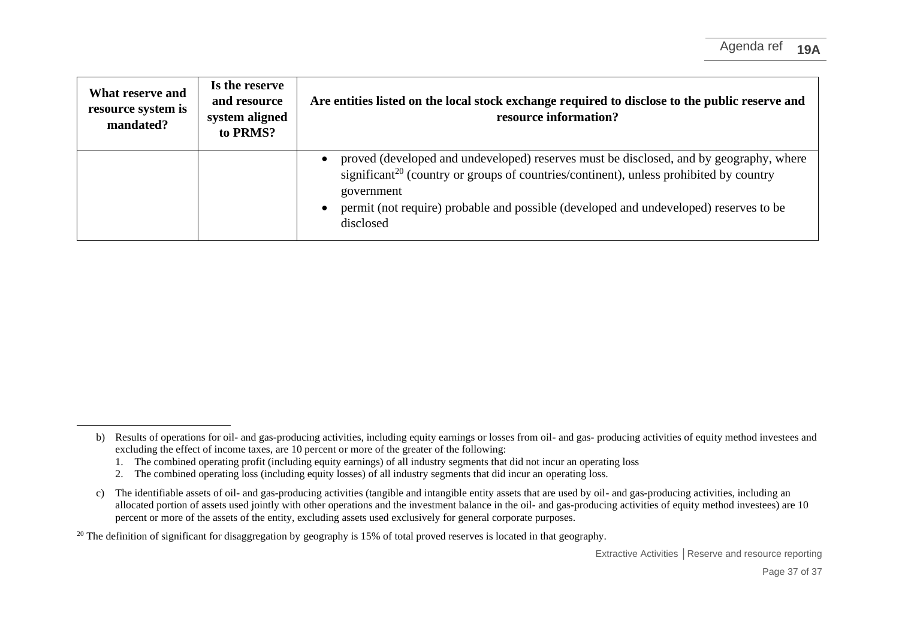| What reserve and resource system is mandated? | Is the reserve and resource system aligned to PRMS? | Are entities listed on the local stock exchange required to disclose to the public reserve and resource information? |
| --- | --- | --- |
| | | • proved (developed and undeveloped) reserves must be disclosed, and by geography, where significant[20] (country or groups of countries/continent), unless prohibited by country government<br>• permit (not require) probable and possible (developed and undeveloped) reserves to be disclosed |

b) Results of operations for oil- and gas-producing activities, including equity earnings or losses from oil- and gas- producing activities of equity method investees and excluding the effect of income taxes, are 10 percent or more of the greater of the following:

1. The combined operating profit (including equity earnings) of all industry segments that did not incur an operating loss
2. The combined operating loss (including equity losses) of all industry segments that did incur an operating loss.

c) The identifiable assets of oil- and gas-producing activities (tangible and intangible entity assets that are used by oil- and gas-producing activities, including an allocated portion of assets used jointly with other operations and the investment balance in the oil- and gas-producing activities of equity method investees) are 10 percent or more of the assets of the entity, excluding assets used exclusively for general corporate purposes.

[20] The definition of significant for disaggregation by geography is 15% of total proved reserves is located in that geography.